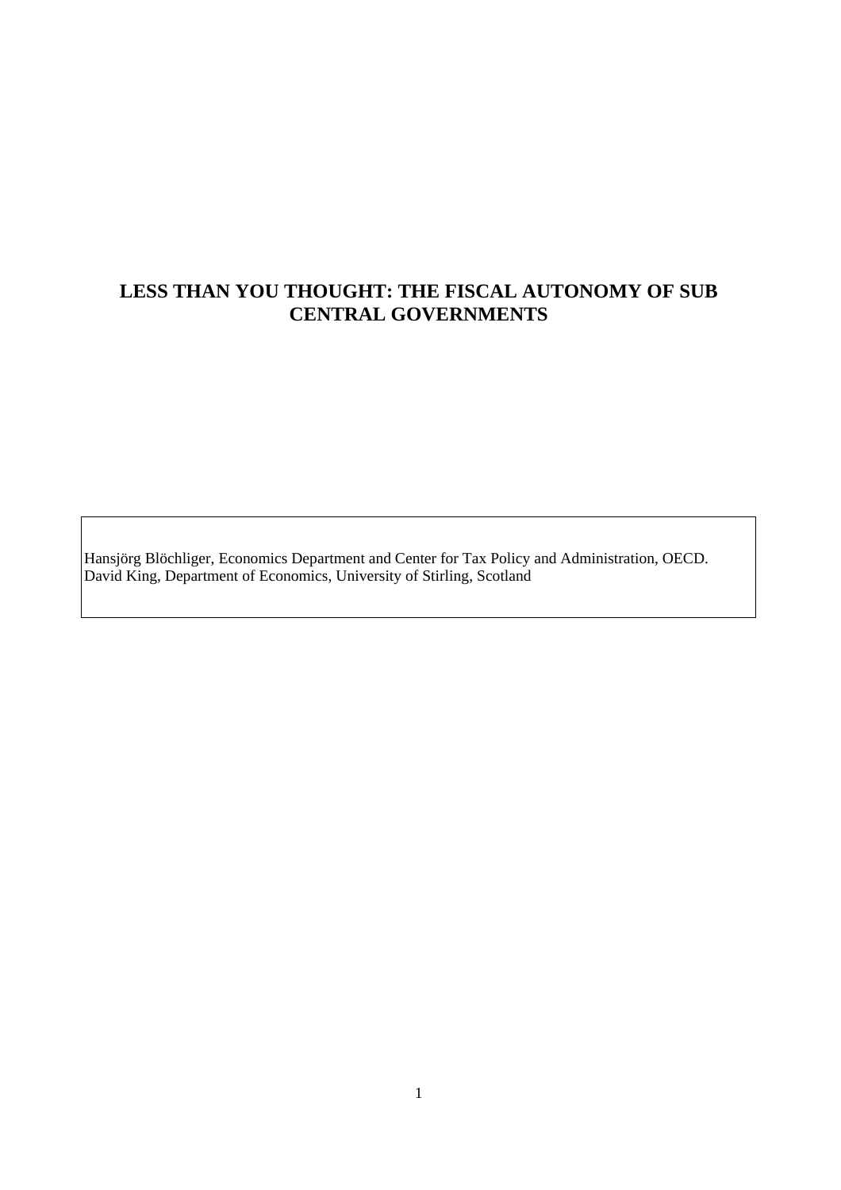# LESS THAN YOU THOUGHT: THE FISCAL AUTONOMY OF SUB CENTRAL GOVERNMENTS

Hansjörg Blöchliger, Economics Department and Center for Tax Policy and Administration, OECD.
David King, Department of Economics, University of Stirling, Scotland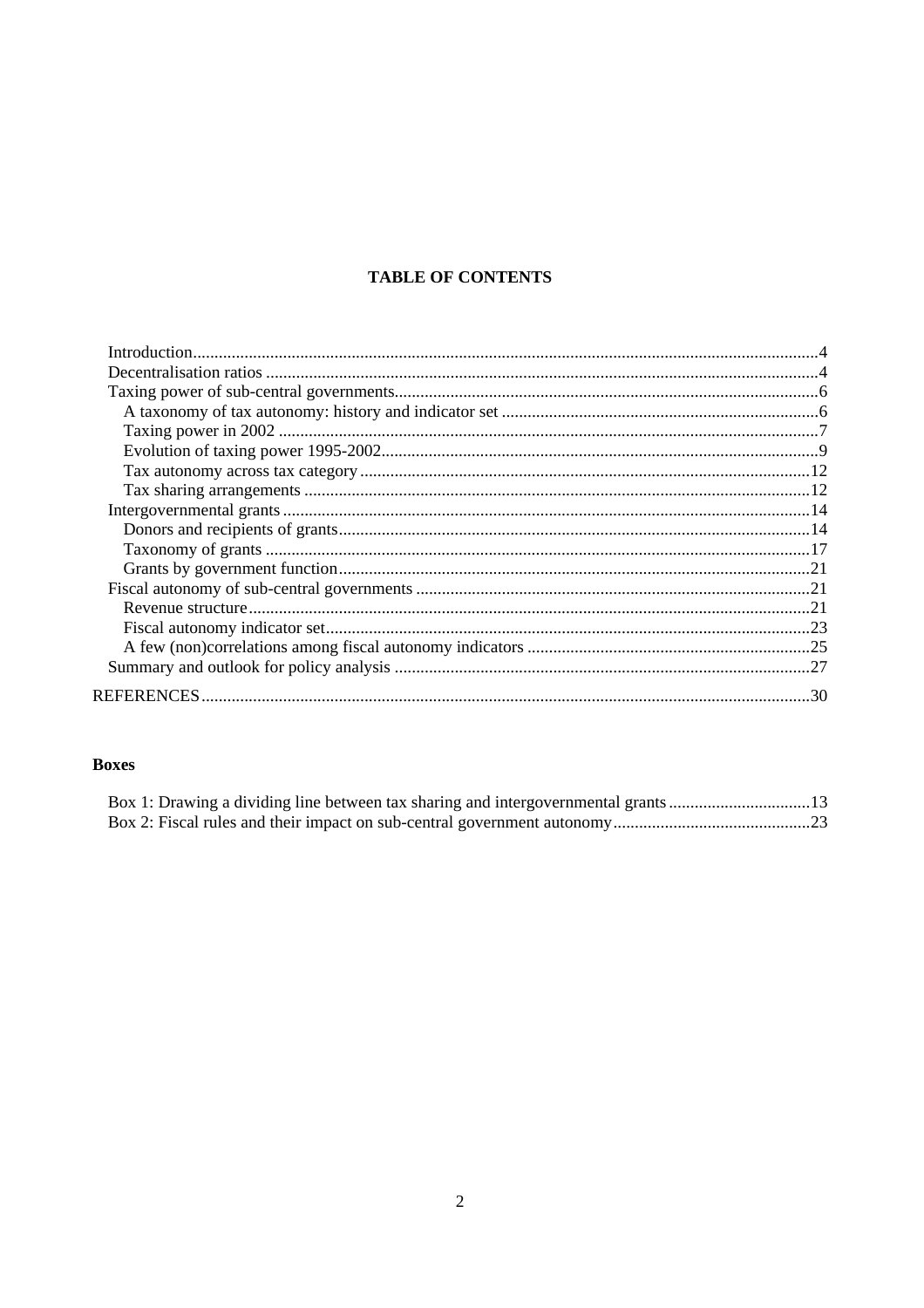# TABLE OF CONTENTS

- Introduction....................................................................................................................................4
- Decentralisation ratios ....................................................................................................................4
- Taxing power of sub-central governments......................................................................................6
  - A taxonomy of tax autonomy: history and indicator set ...........................................................6
  - Taxing power in 2002 ...............................................................................................................7
  - Evolution of taxing power 1995-2002......................................................................................9
  - Tax autonomy across tax category ..........................................................................................12
  - Tax sharing arrangements .......................................................................................................12
- Intergovernmental grants ..............................................................................................................14
  - Donors and recipients of grants...............................................................................................14
  - Taxonomy of grants ................................................................................................................17
  - Grants by government function...............................................................................................21
- Fiscal autonomy of sub-central governments ...............................................................................21
  - Revenue structure....................................................................................................................21
  - Fiscal autonomy indicator set...................................................................................................23
  - A few (non)correlations among fiscal autonomy indicators ...................................................25
- Summary and outlook for policy analysis ....................................................................................27

REFERENCES................................................................................................................................30

### Boxes

- Box 1: Drawing a dividing line between tax sharing and intergovernmental grants ..................................13
- Box 2: Fiscal rules and their impact on sub-central government autonomy..............................................23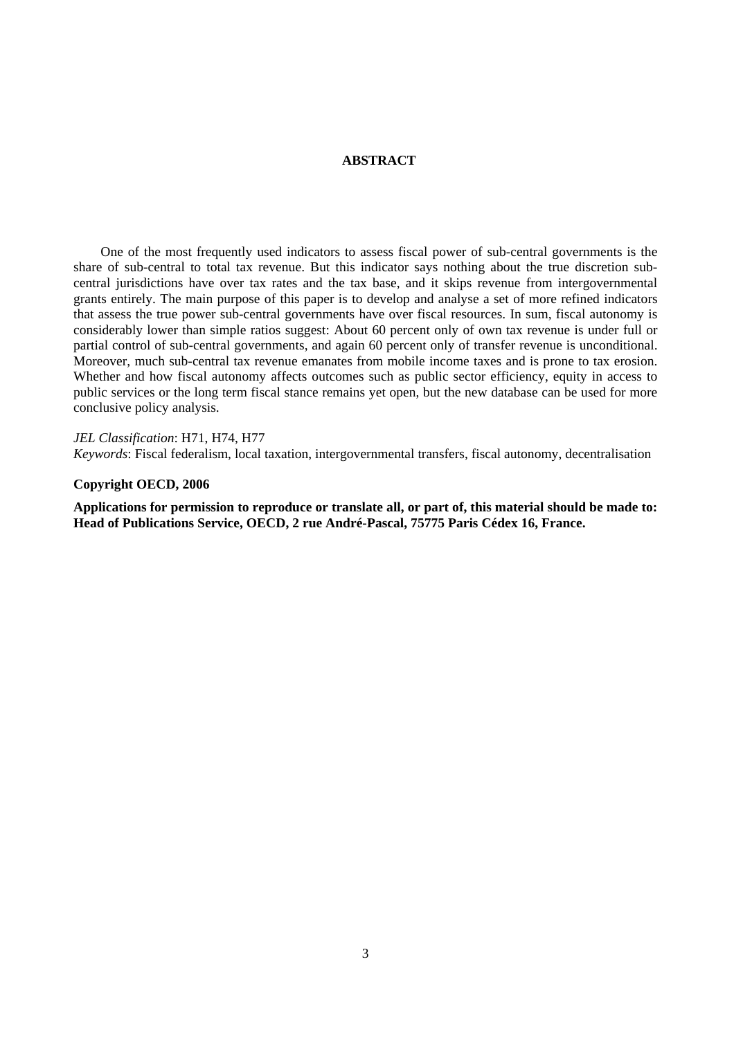# ABSTRACT

One of the most frequently used indicators to assess fiscal power of sub-central governments is the share of sub-central to total tax revenue. But this indicator says nothing about the true discretion sub-central jurisdictions have over tax rates and the tax base, and it skips revenue from intergovernmental grants entirely. The main purpose of this paper is to develop and analyse a set of more refined indicators that assess the true power sub-central governments have over fiscal resources. In sum, fiscal autonomy is considerably lower than simple ratios suggest: About 60 percent only of own tax revenue is under full or partial control of sub-central governments, and again 60 percent only of transfer revenue is unconditional. Moreover, much sub-central tax revenue emanates from mobile income taxes and is prone to tax erosion. Whether and how fiscal autonomy affects outcomes such as public sector efficiency, equity in access to public services or the long term fiscal stance remains yet open, but the new database can be used for more conclusive policy analysis.

*JEL Classification*: H71, H74, H77
*Keywords*: Fiscal federalism, local taxation, intergovernmental transfers, fiscal autonomy, decentralisation

**Copyright OECD, 2006**

**Applications for permission to reproduce or translate all, or part of, this material should be made to: Head of Publications Service, OECD, 2 rue André-Pascal, 75775 Paris Cédex 16, France.**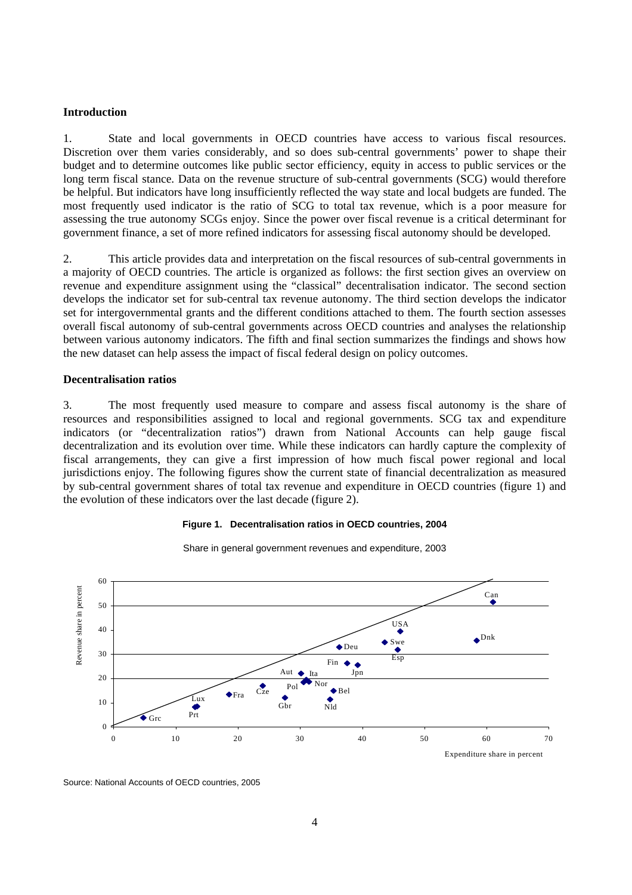## Introduction

1. State and local governments in OECD countries have access to various fiscal resources. Discretion over them varies considerably, and so does sub-central governments' power to shape their budget and to determine outcomes like public sector efficiency, equity in access to public services or the long term fiscal stance. Data on the revenue structure of sub-central governments (SCG) would therefore be helpful. But indicators have long insufficiently reflected the way state and local budgets are funded. The most frequently used indicator is the ratio of SCG to total tax revenue, which is a poor measure for assessing the true autonomy SCGs enjoy. Since the power over fiscal revenue is a critical determinant for government finance, a set of more refined indicators for assessing fiscal autonomy should be developed.

2. This article provides data and interpretation on the fiscal resources of sub-central governments in a majority of OECD countries. The article is organized as follows: the first section gives an overview on revenue and expenditure assignment using the "classical" decentralisation indicator. The second section develops the indicator set for sub-central tax revenue autonomy. The third section develops the indicator set for intergovernmental grants and the different conditions attached to them. The fourth section assesses overall fiscal autonomy of sub-central governments across OECD countries and analyses the relationship between various autonomy indicators. The fifth and final section summarizes the findings and shows how the new dataset can help assess the impact of fiscal federal design on policy outcomes.

## Decentralisation ratios

3. The most frequently used measure to compare and assess fiscal autonomy is the share of resources and responsibilities assigned to local and regional governments. SCG tax and expenditure indicators (or "decentralization ratios") drawn from National Accounts can help gauge fiscal decentralization and its evolution over time. While these indicators can hardly capture the complexity of fiscal arrangements, they can give a first impression of how much fiscal power regional and local jurisdictions enjoy. The following figures show the current state of financial decentralization as measured by sub-central government shares of total tax revenue and expenditure in OECD countries (figure 1) and the evolution of these indicators over the last decade (figure 2).

**Figure 1. Decentralisation ratios in OECD countries, 2004**

Share in general government revenues and expenditure, 2003

Source: National Accounts of OECD countries, 2005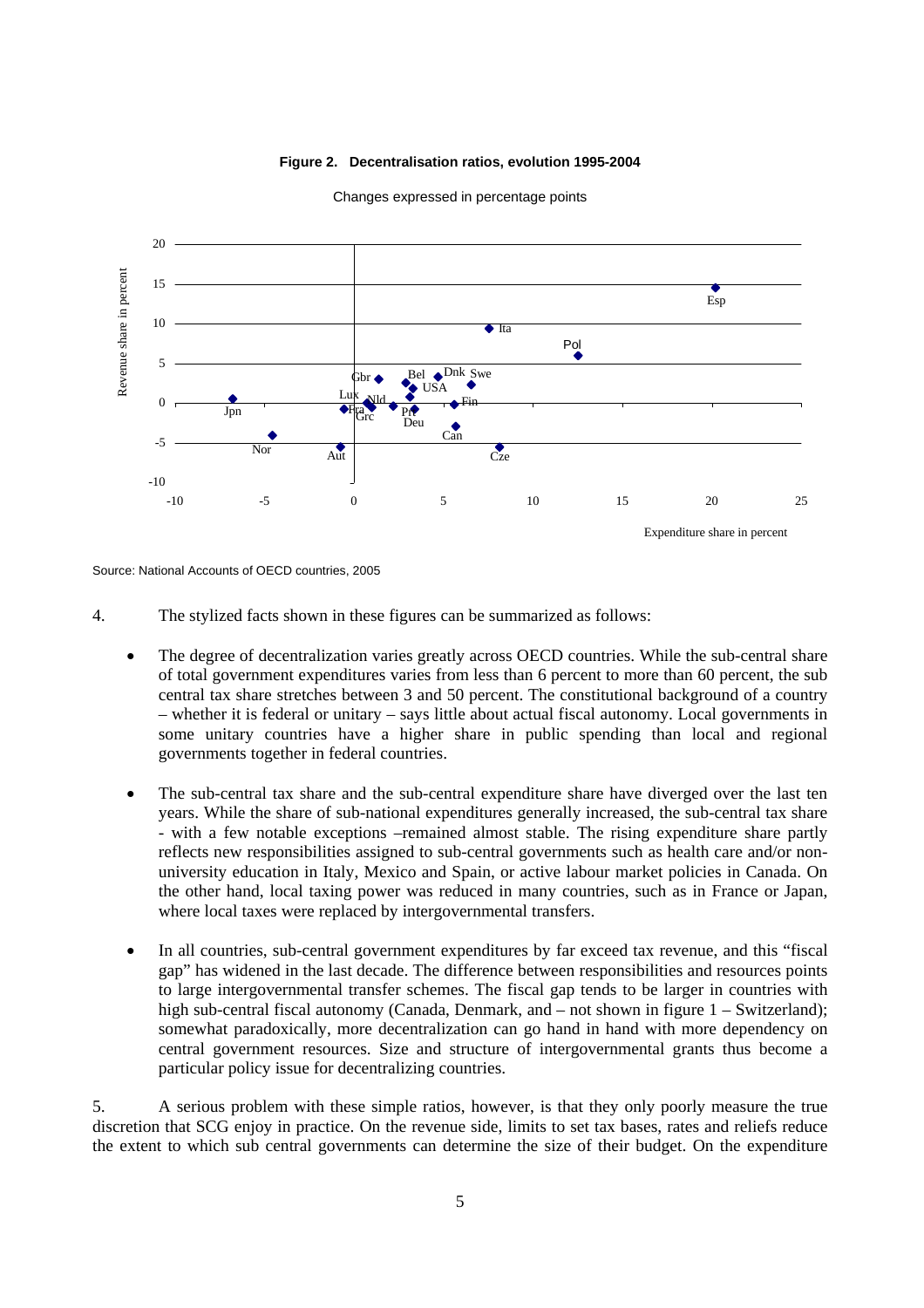**Figure 2. Decentralisation ratios, evolution 1995-2004**

Changes expressed in percentage points

Source: National Accounts of OECD countries, 2005

4. The stylized facts shown in these figures can be summarized as follows:

- The degree of decentralization varies greatly across OECD countries. While the sub-central share of total government expenditures varies from less than 6 percent to more than 60 percent, the sub central tax share stretches between 3 and 50 percent. The constitutional background of a country – whether it is federal or unitary – says little about actual fiscal autonomy. Local governments in some unitary countries have a higher share in public spending than local and regional governments together in federal countries.

- The sub-central tax share and the sub-central expenditure share have diverged over the last ten years. While the share of sub-national expenditures generally increased, the sub-central tax share - with a few notable exceptions –remained almost stable. The rising expenditure share partly reflects new responsibilities assigned to sub-central governments such as health care and/or non-university education in Italy, Mexico and Spain, or active labour market policies in Canada. On the other hand, local taxing power was reduced in many countries, such as in France or Japan, where local taxes were replaced by intergovernmental transfers.

- In all countries, sub-central government expenditures by far exceed tax revenue, and this "fiscal gap" has widened in the last decade. The difference between responsibilities and resources points to large intergovernmental transfer schemes. The fiscal gap tends to be larger in countries with high sub-central fiscal autonomy (Canada, Denmark, and – not shown in figure 1 – Switzerland); somewhat paradoxically, more decentralization can go hand in hand with more dependency on central government resources. Size and structure of intergovernmental grants thus become a particular policy issue for decentralizing countries.

5. A serious problem with these simple ratios, however, is that they only poorly measure the true discretion that SCG enjoy in practice. On the revenue side, limits to set tax bases, rates and reliefs reduce the extent to which sub central governments can determine the size of their budget. On the expenditure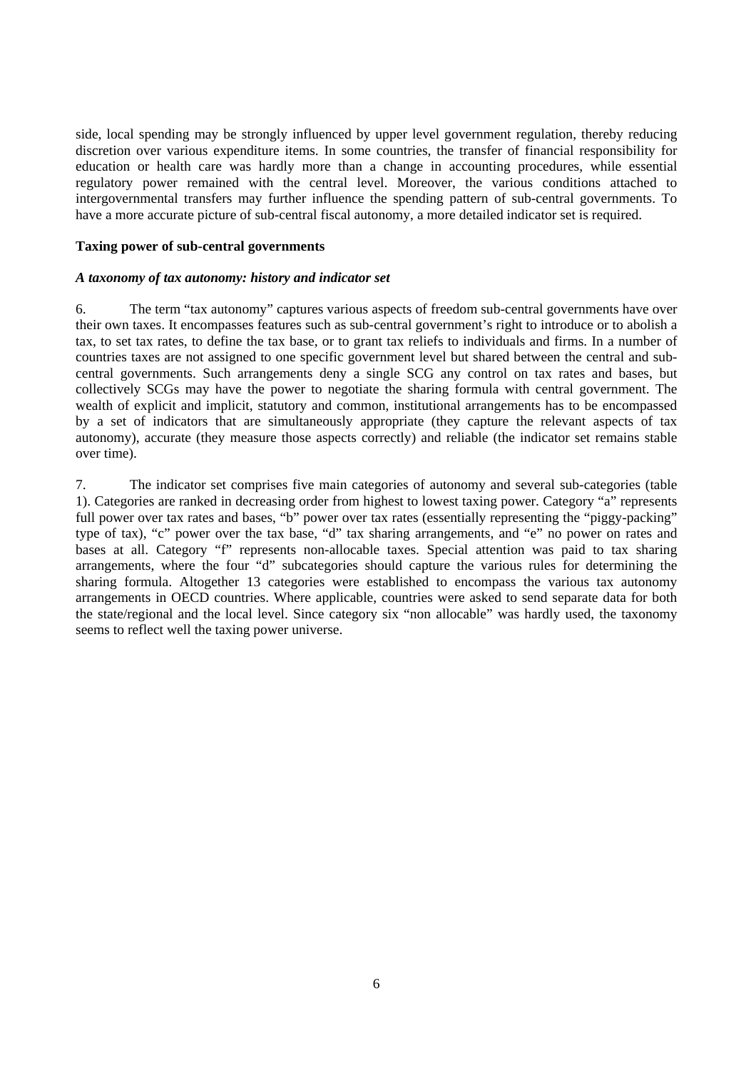side, local spending may be strongly influenced by upper level government regulation, thereby reducing discretion over various expenditure items. In some countries, the transfer of financial responsibility for education or health care was hardly more than a change in accounting procedures, while essential regulatory power remained with the central level. Moreover, the various conditions attached to intergovernmental transfers may further influence the spending pattern of sub-central governments. To have a more accurate picture of sub-central fiscal autonomy, a more detailed indicator set is required.

**Taxing power of sub-central governments**

***A taxonomy of tax autonomy: history and indicator set***

6. The term "tax autonomy" captures various aspects of freedom sub-central governments have over their own taxes. It encompasses features such as sub-central government's right to introduce or to abolish a tax, to set tax rates, to define the tax base, or to grant tax reliefs to individuals and firms. In a number of countries taxes are not assigned to one specific government level but shared between the central and sub-central governments. Such arrangements deny a single SCG any control on tax rates and bases, but collectively SCGs may have the power to negotiate the sharing formula with central government. The wealth of explicit and implicit, statutory and common, institutional arrangements has to be encompassed by a set of indicators that are simultaneously appropriate (they capture the relevant aspects of tax autonomy), accurate (they measure those aspects correctly) and reliable (the indicator set remains stable over time).

7. The indicator set comprises five main categories of autonomy and several sub-categories (table 1). Categories are ranked in decreasing order from highest to lowest taxing power. Category "a" represents full power over tax rates and bases, "b" power over tax rates (essentially representing the "piggy-packing" type of tax), "c" power over the tax base, "d" tax sharing arrangements, and "e" no power on rates and bases at all. Category "f" represents non-allocable taxes. Special attention was paid to tax sharing arrangements, where the four "d" subcategories should capture the various rules for determining the sharing formula. Altogether 13 categories were established to encompass the various tax autonomy arrangements in OECD countries. Where applicable, countries were asked to send separate data for both the state/regional and the local level. Since category six "non allocable" was hardly used, the taxonomy seems to reflect well the taxing power universe.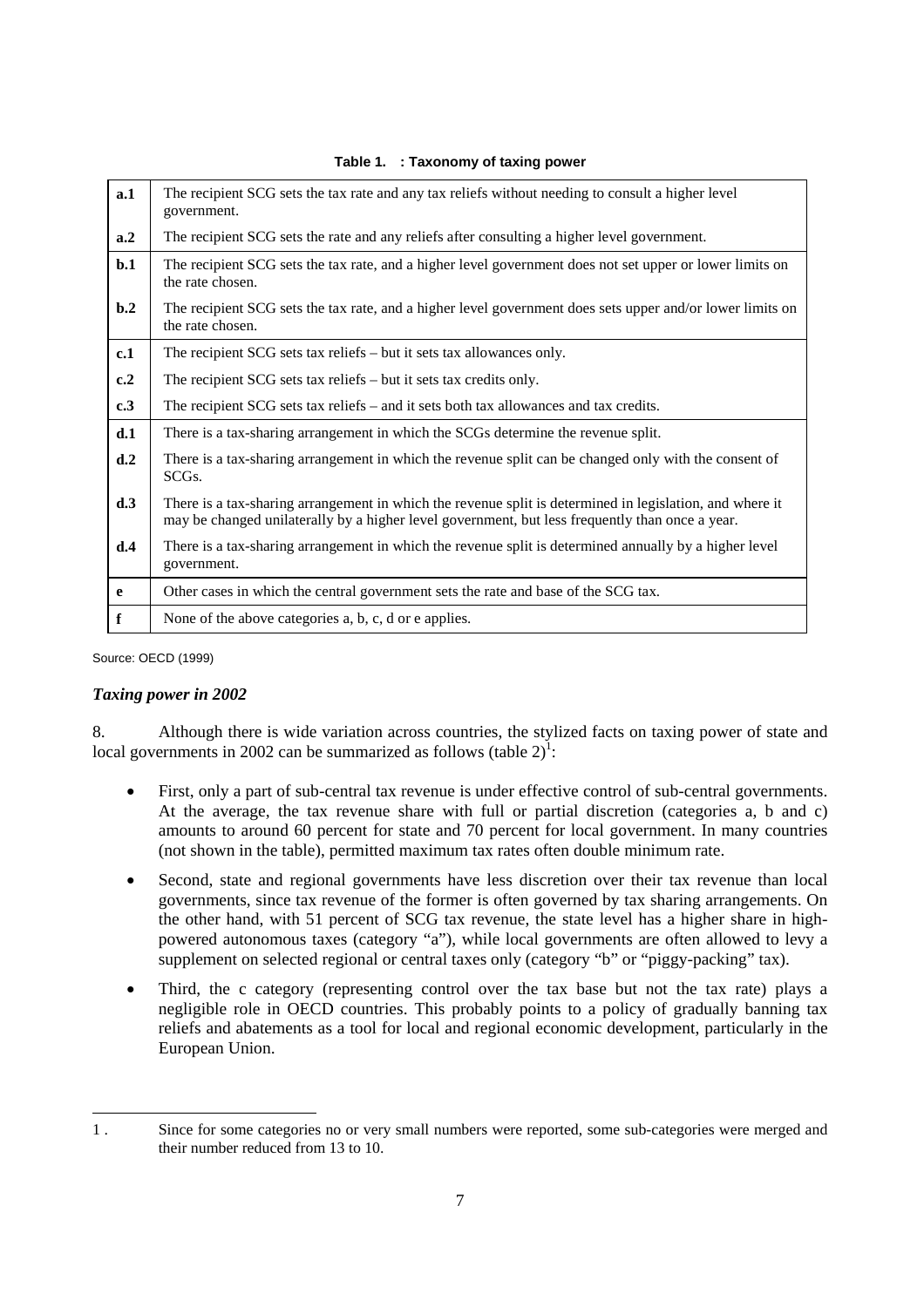**Table 1. : Taxonomy of taxing power**

| | |
|---|---|
| **a.1** | The recipient SCG sets the tax rate and any tax reliefs without needing to consult a higher level government. |
| **a.2** | The recipient SCG sets the rate and any reliefs after consulting a higher level government. |
| **b.1** | The recipient SCG sets the tax rate, and a higher level government does not set upper or lower limits on the rate chosen. |
| **b.2** | The recipient SCG sets the tax rate, and a higher level government does sets upper and/or lower limits on the rate chosen. |
| **c.1** | The recipient SCG sets tax reliefs – but it sets tax allowances only. |
| **c.2** | The recipient SCG sets tax reliefs – but it sets tax credits only. |
| **c.3** | The recipient SCG sets tax reliefs – and it sets both tax allowances and tax credits. |
| **d.1** | There is a tax-sharing arrangement in which the SCGs determine the revenue split. |
| **d.2** | There is a tax-sharing arrangement in which the revenue split can be changed only with the consent of SCGs. |
| **d.3** | There is a tax-sharing arrangement in which the revenue split is determined in legislation, and where it may be changed unilaterally by a higher level government, but less frequently than once a year. |
| **d.4** | There is a tax-sharing arrangement in which the revenue split is determined annually by a higher level government. |
| **e** | Other cases in which the central government sets the rate and base of the SCG tax. |
| **f** | None of the above categories a, b, c, d or e applies. |

Source: OECD (1999)

### *Taxing power in 2002*

8. Although there is wide variation across countries, the stylized facts on taxing power of state and local governments in 2002 can be summarized as follows (table 2)[1]:

- First, only a part of sub-central tax revenue is under effective control of sub-central governments. At the average, the tax revenue share with full or partial discretion (categories a, b and c) amounts to around 60 percent for state and 70 percent for local government. In many countries (not shown in the table), permitted maximum tax rates often double minimum rate.
- Second, state and regional governments have less discretion over their tax revenue than local governments, since tax revenue of the former is often governed by tax sharing arrangements. On the other hand, with 51 percent of SCG tax revenue, the state level has a higher share in high-powered autonomous taxes (category "a"), while local governments are often allowed to levy a supplement on selected regional or central taxes only (category "b" or "piggy-packing" tax).
- Third, the c category (representing control over the tax base but not the tax rate) plays a negligible role in OECD countries. This probably points to a policy of gradually banning tax reliefs and abatements as a tool for local and regional economic development, particularly in the European Union.

---

1 . Since for some categories no or very small numbers were reported, some sub-categories were merged and their number reduced from 13 to 10.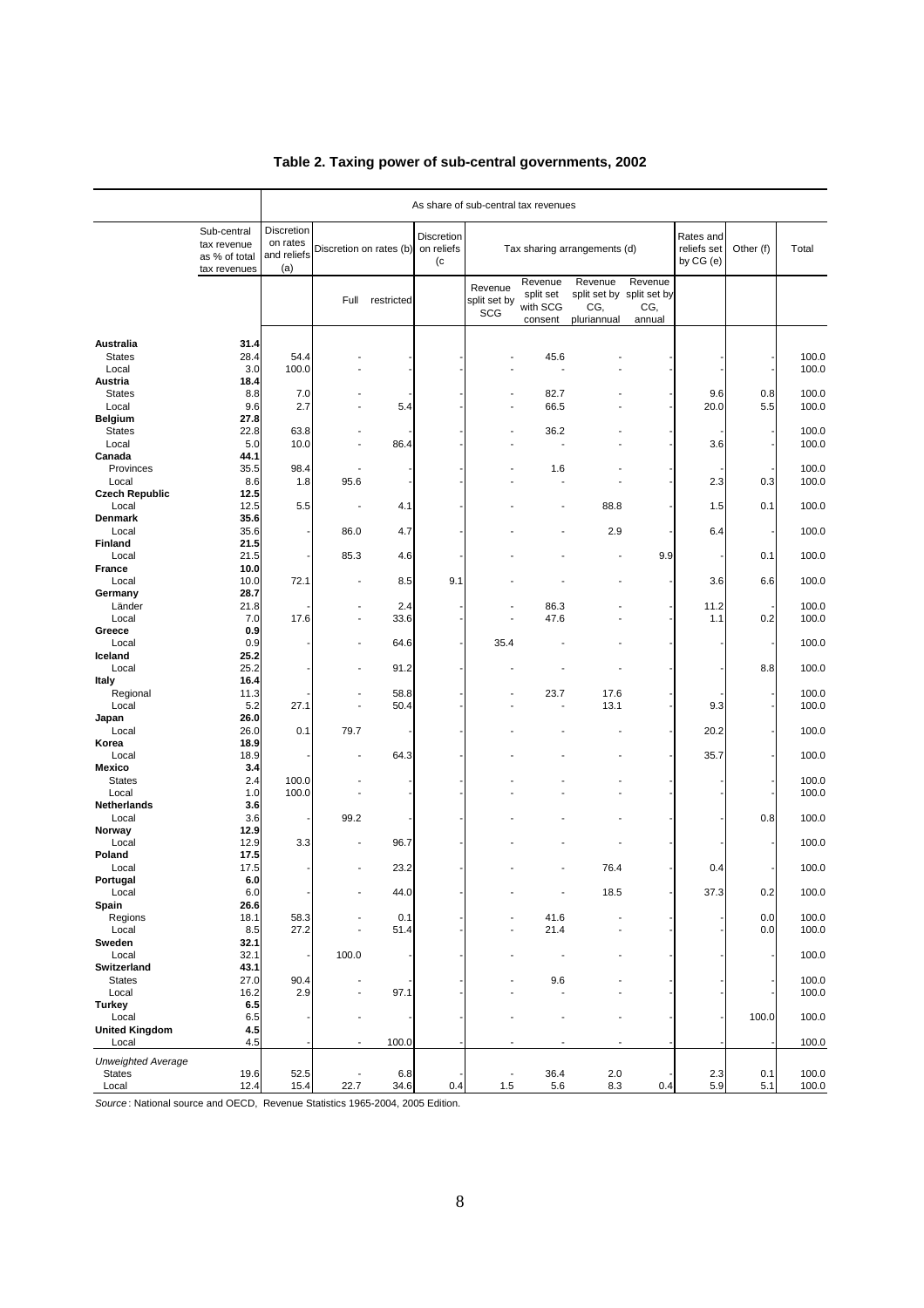## Table 2. Taxing power of sub-central governments, 2002

| | Sub-central tax revenue as % of total tax revenues | As share of sub-central tax revenues | | | | | | | | | | | |
|---|---|---|---|---|---|---|---|---|---|---|---|---|---|
| | | Discretion on rates and reliefs (a) | Discretion on rates (b) | | Discretion on reliefs (c | Tax sharing arrangements (d) | | | | Rates and reliefs set by CG (e) | Other (f) | Total |
| | | | Full | restricted | | Revenue split set by SCG | Revenue split set with SCG consent | Revenue split set by CG, pluriannual | Revenue split set by CG, annual | | | |
| **Australia** | **31.4** | | | | | | | | | | | |
| States | 28.4 | 54.4 | - | - | - | - | 45.6 | - | - | - | - | 100.0 |
| Local | 3.0 | 100.0 | - | - | - | - | - | - | - | - | - | 100.0 |
| **Austria** | **18.4** | | | | | | | | | | | |
| States | 8.8 | 7.0 | - | - | - | - | 82.7 | - | - | 9.6 | 0.8 | 100.0 |
| Local | 9.6 | 2.7 | - | 5.4 | - | - | 66.5 | - | - | 20.0 | 5.5 | 100.0 |
| **Belgium** | **27.8** | | | | | | | | | | | |
| States | 22.8 | 63.8 | - | - | - | - | 36.2 | - | - | - | - | 100.0 |
| Local | 5.0 | 10.0 | - | 86.4 | - | - | - | - | - | 3.6 | - | 100.0 |
| **Canada** | **44.1** | | | | | | | | | | | |
| Provinces | 35.5 | 98.4 | - | - | - | - | 1.6 | - | - | - | - | 100.0 |
| Local | 8.6 | 1.8 | 95.6 | - | - | - | - | - | - | 2.3 | 0.3 | 100.0 |
| **Czech Republic** | **12.5** | | | | | | | | | | | |
| Local | 12.5 | 5.5 | - | 4.1 | - | - | - | 88.8 | - | 1.5 | 0.1 | 100.0 |
| **Denmark** | **35.6** | | | | | | | | | | | |
| Local | 35.6 | - | 86.0 | 4.7 | - | - | - | 2.9 | - | 6.4 | - | 100.0 |
| **Finland** | **21.5** | | | | | | | | | | | |
| Local | 21.5 | - | 85.3 | 4.6 | - | - | - | - | 9.9 | - | 0.1 | 100.0 |
| **France** | **10.0** | | | | | | | | | | | |
| Local | 10.0 | 72.1 | - | 8.5 | 9.1 | - | - | - | - | 3.6 | 6.6 | 100.0 |
| **Germany** | **28.7** | | | | | | | | | | | |
| Länder | 21.8 | - | - | 2.4 | - | - | 86.3 | - | - | 11.2 | - | 100.0 |
| Local | 7.0 | 17.6 | - | 33.6 | - | - | 47.6 | - | - | 1.1 | 0.2 | 100.0 |
| **Greece** | **0.9** | | | | | | | | | | | |
| Local | 0.9 | - | - | 64.6 | - | 35.4 | - | - | - | - | - | 100.0 |
| **Iceland** | **25.2** | | | | | | | | | | | |
| Local | 25.2 | - | - | 91.2 | - | - | - | - | - | - | 8.8 | 100.0 |
| **Italy** | **16.4** | | | | | | | | | | | |
| Regional | 11.3 | - | - | 58.8 | - | - | 23.7 | 17.6 | - | - | - | 100.0 |
| Local | 5.2 | 27.1 | - | 50.4 | - | - | - | 13.1 | - | 9.3 | - | 100.0 |
| **Japan** | **26.0** | | | | | | | | | | | |
| Local | 26.0 | 0.1 | 79.7 | - | - | - | - | - | - | 20.2 | - | 100.0 |
| **Korea** | **18.9** | | | | | | | | | | | |
| Local | 18.9 | - | - | 64.3 | - | - | - | - | - | 35.7 | - | 100.0 |
| **Mexico** | **3.4** | | | | | | | | | | | |
| States | 2.4 | 100.0 | - | - | - | - | - | - | - | - | - | 100.0 |
| Local | 1.0 | 100.0 | - | - | - | - | - | - | - | - | - | 100.0 |
| **Netherlands** | **3.6** | | | | | | | | | | | |
| Local | 3.6 | - | 99.2 | - | - | - | - | - | - | - | 0.8 | 100.0 |
| **Norway** | **12.9** | | | | | | | | | | | |
| Local | 12.9 | 3.3 | - | 96.7 | - | - | - | - | - | - | - | 100.0 |
| **Poland** | **17.5** | | | | | | | | | | | |
| Local | 17.5 | - | - | 23.2 | - | - | - | 76.4 | - | 0.4 | - | 100.0 |
| **Portugal** | **6.0** | | | | | | | | | | | |
| Local | 6.0 | - | - | 44.0 | - | - | - | 18.5 | - | 37.3 | 0.2 | 100.0 |
| **Spain** | **26.6** | | | | | | | | | | | |
| Regions | 18.1 | 58.3 | - | 0.1 | - | - | 41.6 | - | - | - | 0.0 | 100.0 |
| Local | 8.5 | 27.2 | - | 51.4 | - | - | 21.4 | - | - | - | 0.0 | 100.0 |
| **Sweden** | **32.1** | | | | | | | | | | | |
| Local | 32.1 | - | 100.0 | - | - | - | - | - | - | - | - | 100.0 |
| **Switzerland** | **43.1** | | | | | | | | | | | |
| States | 27.0 | 90.4 | - | - | - | - | 9.6 | - | - | - | - | 100.0 |
| Local | 16.2 | 2.9 | - | 97.1 | - | - | - | - | - | - | - | 100.0 |
| **Turkey** | **6.5** | | | | | | | | | | | |
| Local | 6.5 | - | - | - | - | - | - | - | - | - | 100.0 | 100.0 |
| **United Kingdom** | **4.5** | | | | | | | | | | | |
| Local | 4.5 | - | - | 100.0 | - | - | - | - | - | - | - | 100.0 |
| *Unweighted Average* | | | | | | | | | | | | |
| States | 19.6 | 52.5 | - | 6.8 | - | - | 36.4 | 2.0 | - | 2.3 | 0.1 | 100.0 |
| Local | 12.4 | 15.4 | 22.7 | 34.6 | 0.4 | 1.5 | 5.6 | 8.3 | 0.4 | 5.9 | 5.1 | 100.0 |

*Source*: National source and OECD, Revenue Statistics 1965-2004, 2005 Edition.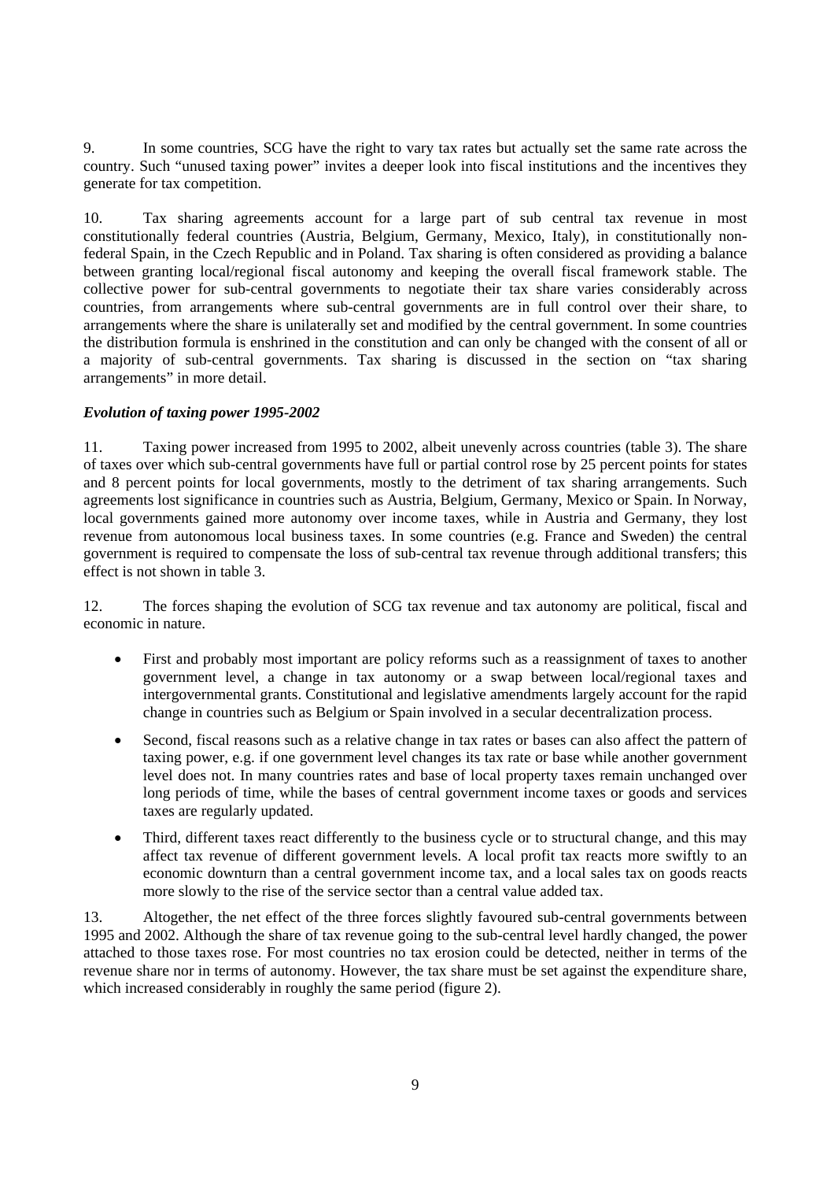9. In some countries, SCG have the right to vary tax rates but actually set the same rate across the country. Such "unused taxing power" invites a deeper look into fiscal institutions and the incentives they generate for tax competition.

10. Tax sharing agreements account for a large part of sub central tax revenue in most constitutionally federal countries (Austria, Belgium, Germany, Mexico, Italy), in constitutionally non-federal Spain, in the Czech Republic and in Poland. Tax sharing is often considered as providing a balance between granting local/regional fiscal autonomy and keeping the overall fiscal framework stable. The collective power for sub-central governments to negotiate their tax share varies considerably across countries, from arrangements where sub-central governments are in full control over their share, to arrangements where the share is unilaterally set and modified by the central government. In some countries the distribution formula is enshrined in the constitution and can only be changed with the consent of all or a majority of sub-central governments. Tax sharing is discussed in the section on "tax sharing arrangements" in more detail.

### *Evolution of taxing power 1995-2002*

11. Taxing power increased from 1995 to 2002, albeit unevenly across countries (table 3). The share of taxes over which sub-central governments have full or partial control rose by 25 percent points for states and 8 percent points for local governments, mostly to the detriment of tax sharing arrangements. Such agreements lost significance in countries such as Austria, Belgium, Germany, Mexico or Spain. In Norway, local governments gained more autonomy over income taxes, while in Austria and Germany, they lost revenue from autonomous local business taxes. In some countries (e.g. France and Sweden) the central government is required to compensate the loss of sub-central tax revenue through additional transfers; this effect is not shown in table 3.

12. The forces shaping the evolution of SCG tax revenue and tax autonomy are political, fiscal and economic in nature.

- First and probably most important are policy reforms such as a reassignment of taxes to another government level, a change in tax autonomy or a swap between local/regional taxes and intergovernmental grants. Constitutional and legislative amendments largely account for the rapid change in countries such as Belgium or Spain involved in a secular decentralization process.
- Second, fiscal reasons such as a relative change in tax rates or bases can also affect the pattern of taxing power, e.g. if one government level changes its tax rate or base while another government level does not. In many countries rates and base of local property taxes remain unchanged over long periods of time, while the bases of central government income taxes or goods and services taxes are regularly updated.
- Third, different taxes react differently to the business cycle or to structural change, and this may affect tax revenue of different government levels. A local profit tax reacts more swiftly to an economic downturn than a central government income tax, and a local sales tax on goods reacts more slowly to the rise of the service sector than a central value added tax.

13. Altogether, the net effect of the three forces slightly favoured sub-central governments between 1995 and 2002. Although the share of tax revenue going to the sub-central level hardly changed, the power attached to those taxes rose. For most countries no tax erosion could be detected, neither in terms of the revenue share nor in terms of autonomy. However, the tax share must be set against the expenditure share, which increased considerably in roughly the same period (figure 2).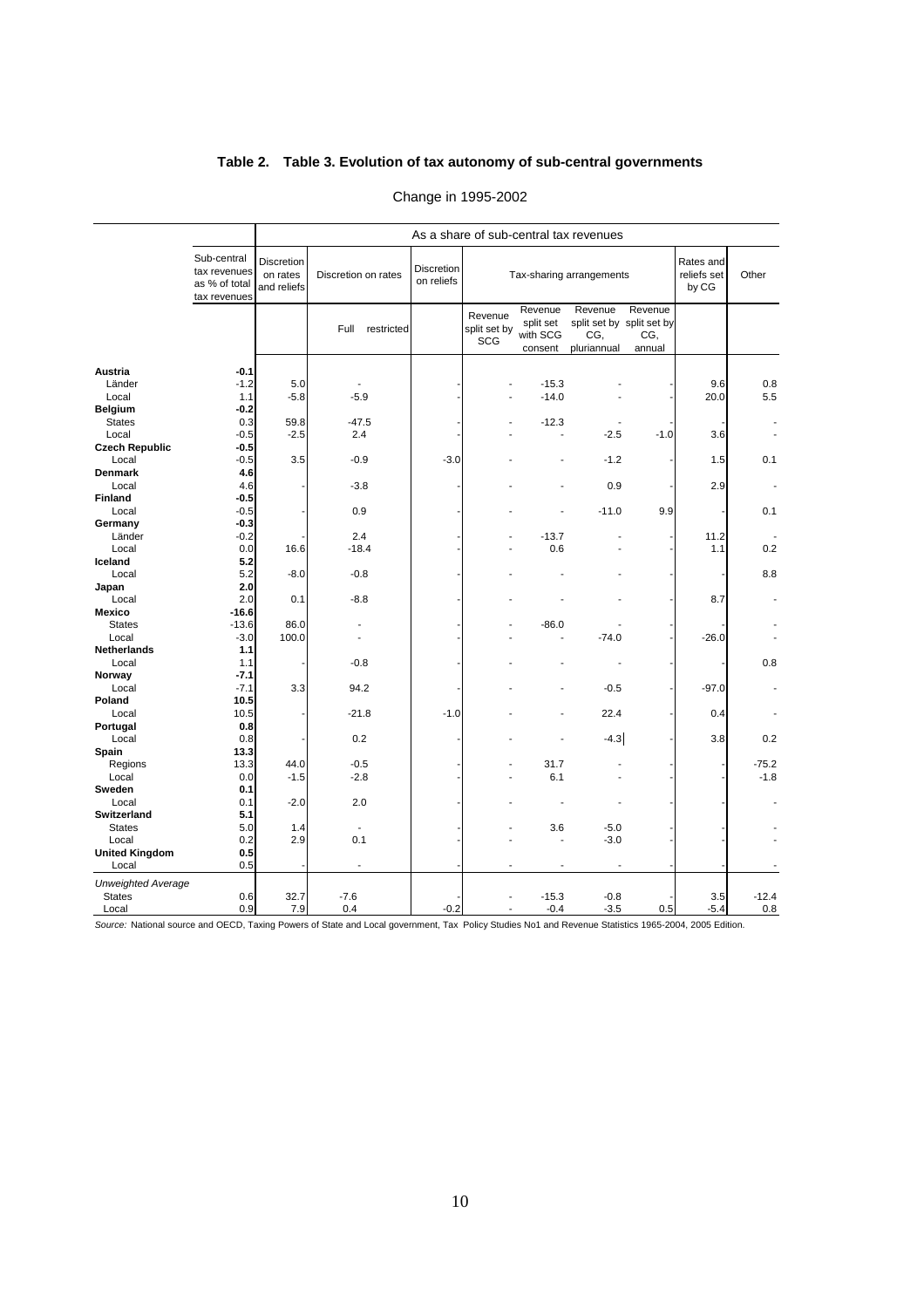## Table 2. Table 3. Evolution of tax autonomy of sub-central governments

Change in 1995-2002

| | Sub-central tax revenues as % of total tax revenues | As a share of sub-central tax revenues | | | | | | | | | |
|---|---|---|---|---|---|---|---|---|---|---|---|
| | | Discretion on rates and reliefs | Discretion on rates | | Discretion on reliefs | Tax-sharing arrangements | | | | Rates and reliefs set by CG | Other |
| | | | Full | restricted | | Revenue split set by SCG | Revenue split set with SCG consent | Revenue split set by CG, pluriannual | Revenue split set by CG, annual | | |
| **Austria** | **-0.1** | | | | | | | | | | |
| Länder | -1.2 | 5.0 | - | | - | - | -15.3 | - | - | 9.6 | 0.8 |
| Local | 1.1 | -5.8 | -5.9 | | - | - | -14.0 | - | - | 20.0 | 5.5 |
| **Belgium** | **-0.2** | | | | | | | | | | |
| States | 0.3 | 59.8 | -47.5 | | - | - | -12.3 | - | - | - | - |
| Local | -0.5 | -2.5 | 2.4 | | - | - | - | -2.5 | -1.0 | 3.6 | - |
| **Czech Republic** | **-0.5** | | | | | | | | | | |
| Local | -0.5 | 3.5 | -0.9 | | -3.0 | - | - | -1.2 | - | 1.5 | 0.1 |
| **Denmark** | **4.6** | | | | | | | | | | |
| Local | 4.6 | - | -3.8 | | - | - | - | 0.9 | - | 2.9 | - |
| **Finland** | **-0.5** | | | | | | | | | | |
| Local | -0.5 | - | 0.9 | | - | - | - | -11.0 | 9.9 | - | 0.1 |
| **Germany** | **-0.3** | | | | | | | | | | |
| Länder | -0.2 | - | 2.4 | | - | - | -13.7 | - | - | 11.2 | - |
| Local | 0.0 | 16.6 | -18.4 | | - | - | 0.6 | - | - | 1.1 | 0.2 |
| **Iceland** | **5.2** | | | | | | | | | | |
| Local | 5.2 | -8.0 | -0.8 | | - | - | - | - | - | - | 8.8 |
| **Japan** | **2.0** | | | | | | | | | | |
| Local | 2.0 | 0.1 | -8.8 | | - | - | - | - | - | 8.7 | - |
| **Mexico** | **-16.6** | | | | | | | | | | |
| States | -13.6 | 86.0 | - | | - | - | -86.0 | - | - | - | - |
| Local | -3.0 | 100.0 | - | | - | - | - | -74.0 | - | -26.0 | - |
| **Netherlands** | **1.1** | | | | | | | | | | |
| Local | 1.1 | - | -0.8 | | - | - | - | - | - | - | 0.8 |
| **Norway** | **-7.1** | | | | | | | | | | |
| Local | -7.1 | 3.3 | 94.2 | | - | - | - | -0.5 | - | -97.0 | - |
| **Poland** | **10.5** | | | | | | | | | | |
| Local | 10.5 | - | -21.8 | | -1.0 | - | - | 22.4 | - | 0.4 | - |
| **Portugal** | **0.8** | | | | | | | | | | |
| Local | 0.8 | - | 0.2 | | - | - | - | -4.3 | - | 3.8 | 0.2 |
| **Spain** | **13.3** | | | | | | | | | | |
| Regions | 13.3 | 44.0 | -0.5 | | - | - | 31.7 | - | - | - | -75.2 |
| Local | 0.0 | -1.5 | -2.8 | | - | - | 6.1 | - | - | - | -1.8 |
| **Sweden** | **0.1** | | | | | | | | | | |
| Local | 0.1 | -2.0 | 2.0 | | - | - | - | - | - | - | - |
| **Switzerland** | **5.1** | | | | | | | | | | |
| States | 5.0 | 1.4 | - | | - | - | 3.6 | -5.0 | - | - | - |
| Local | 0.2 | 2.9 | 0.1 | | - | - | - | -3.0 | - | - | - |
| **United Kingdom** | **0.5** | | | | | | | | | | |
| Local | 0.5 | - | - | | - | - | - | - | - | - | - |
| *Unweighted Average* | | | | | | | | | | | |
| States | 0.6 | 32.7 | -7.6 | | - | - | -15.3 | -0.8 | - | 3.5 | -12.4 |
| Local | 0.9 | 7.9 | 0.4 | | -0.2 | - | -0.4 | -3.5 | 0.5 | -5.4 | 0.8 |

*Source:* National source and OECD, Taxing Powers of State and Local government, Tax Policy Studies No1 and Revenue Statistics 1965-2004, 2005 Edition.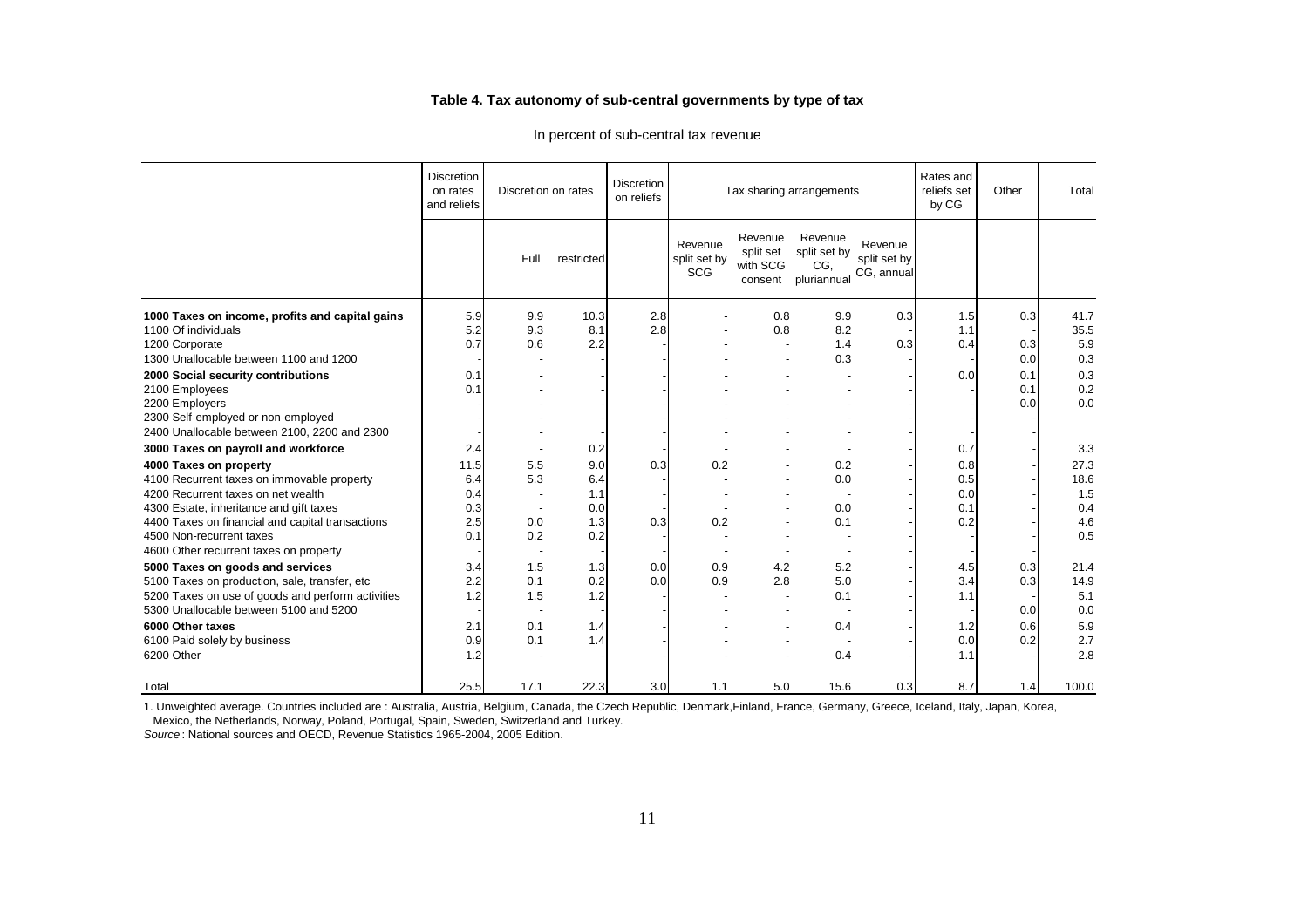### Table 4. Tax autonomy of sub-central governments by type of tax

In percent of sub-central tax revenue

| | Discretion on rates and reliefs | Discretion on rates | | Discretion on reliefs | Tax sharing arrangements | | | | Rates and reliefs set by CG | Other | Total |
|---|---|---|---|---|---|---|---|---|---|---|---|
| | | Full | restricted | | Revenue split set by SCG | Revenue split set with SCG consent | Revenue split set by CG, pluriannual | Revenue split set by CG, annual | | | |
| **1000 Taxes on income, profits and capital gains** | 5.9 | 9.9 | 10.3 | 2.8 | - | 0.8 | 9.9 | 0.3 | 1.5 | 0.3 | 41.7 |
| 1100 Of individuals | 5.2 | 9.3 | 8.1 | 2.8 | - | 0.8 | 8.2 | - | 1.1 | - | 35.5 |
| 1200 Corporate | 0.7 | 0.6 | 2.2 | - | - | - | 1.4 | 0.3 | 0.4 | 0.3 | 5.9 |
| 1300 Unallocable between 1100 and 1200 | - | - | - | - | - | - | 0.3 | - | - | 0.0 | 0.3 |
| **2000 Social security contributions** | 0.1 | - | - | - | - | - | - | - | 0.0 | 0.1 | 0.3 |
| 2100 Employees | 0.1 | - | - | - | - | - | - | - | - | 0.1 | 0.2 |
| 2200 Employers | - | - | - | - | - | - | - | - | - | 0.0 | 0.0 |
| 2300 Self-employed or non-employed | - | - | - | - | - | - | - | - | - | - | |
| 2400 Unallocable between 2100, 2200 and 2300 | - | - | - | - | - | - | - | - | - | - | |
| **3000 Taxes on payroll and workforce** | 2.4 | - | 0.2 | - | - | - | - | - | 0.7 | - | 3.3 |
| **4000 Taxes on property** | 11.5 | 5.5 | 9.0 | 0.3 | 0.2 | - | 0.2 | - | 0.8 | - | 27.3 |
| 4100 Recurrent taxes on immovable property | 6.4 | 5.3 | 6.4 | - | - | - | 0.0 | - | 0.5 | - | 18.6 |
| 4200 Recurrent taxes on net wealth | 0.4 | - | 1.1 | - | - | - | - | - | 0.0 | - | 1.5 |
| 4300 Estate, inheritance and gift taxes | 0.3 | - | 0.0 | - | - | - | 0.0 | - | 0.1 | - | 0.4 |
| 4400 Taxes on financial and capital transactions | 2.5 | 0.0 | 1.3 | 0.3 | 0.2 | - | 0.1 | - | 0.2 | - | 4.6 |
| 4500 Non-recurrent taxes | 0.1 | 0.2 | 0.2 | - | - | - | - | - | - | - | 0.5 |
| 4600 Other recurrent taxes on property | - | - | - | - | - | - | - | - | - | - | |
| **5000 Taxes on goods and services** | 3.4 | 1.5 | 1.3 | 0.0 | 0.9 | 4.2 | 5.2 | - | 4.5 | 0.3 | 21.4 |
| 5100 Taxes on production, sale, transfer, etc | 2.2 | 0.1 | 0.2 | 0.0 | 0.9 | 2.8 | 5.0 | - | 3.4 | 0.3 | 14.9 |
| 5200 Taxes on use of goods and perform activities | 1.2 | 1.5 | 1.2 | - | - | - | 0.1 | - | 1.1 | - | 5.1 |
| 5300 Unallocable between 5100 and 5200 | - | - | - | - | - | - | - | - | - | 0.0 | 0.0 |
| **6000 Other taxes** | 2.1 | 0.1 | 1.4 | - | - | - | 0.4 | - | 1.2 | 0.6 | 5.9 |
| 6100 Paid solely by business | 0.9 | 0.1 | 1.4 | - | - | - | - | - | 0.0 | 0.2 | 2.7 |
| 6200 Other | 1.2 | - | - | - | - | - | 0.4 | - | 1.1 | - | 2.8 |
| Total | 25.5 | 17.1 | 22.3 | 3.0 | 1.1 | 5.0 | 15.6 | 0.3 | 8.7 | 1.4 | 100.0 |

1. Unweighted average. Countries included are : Australia, Austria, Belgium, Canada, the Czech Republic, Denmark,Finland, France, Germany, Greece, Iceland, Italy, Japan, Korea, Mexico, the Netherlands, Norway, Poland, Portugal, Spain, Sweden, Switzerland and Turkey.

*Source* : National sources and OECD, Revenue Statistics 1965-2004, 2005 Edition.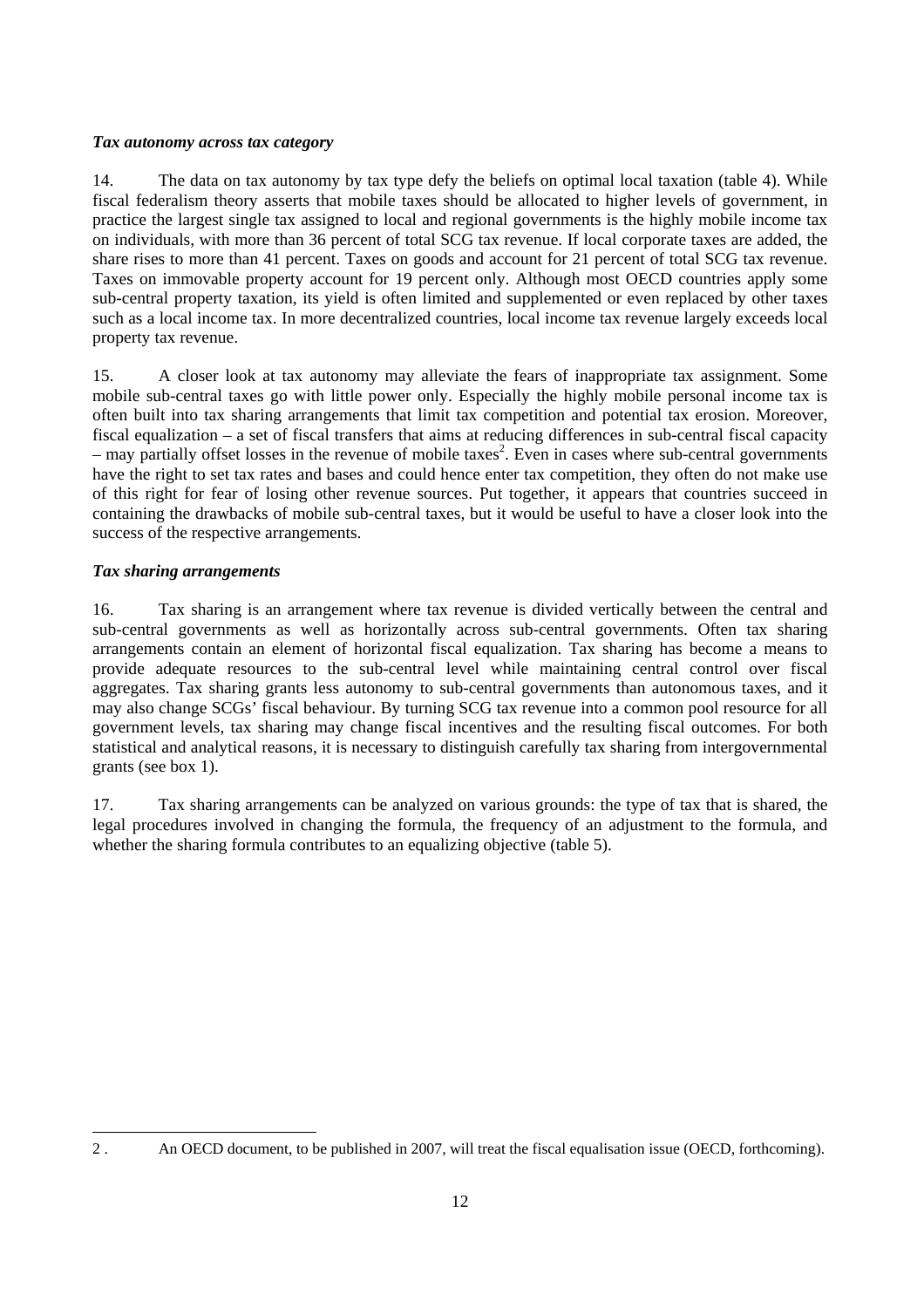### *Tax autonomy across tax category*

14. The data on tax autonomy by tax type defy the beliefs on optimal local taxation (table 4). While fiscal federalism theory asserts that mobile taxes should be allocated to higher levels of government, in practice the largest single tax assigned to local and regional governments is the highly mobile income tax on individuals, with more than 36 percent of total SCG tax revenue. If local corporate taxes are added, the share rises to more than 41 percent. Taxes on goods and account for 21 percent of total SCG tax revenue. Taxes on immovable property account for 19 percent only. Although most OECD countries apply some sub-central property taxation, its yield is often limited and supplemented or even replaced by other taxes such as a local income tax. In more decentralized countries, local income tax revenue largely exceeds local property tax revenue.

15. A closer look at tax autonomy may alleviate the fears of inappropriate tax assignment. Some mobile sub-central taxes go with little power only. Especially the highly mobile personal income tax is often built into tax sharing arrangements that limit tax competition and potential tax erosion. Moreover, fiscal equalization – a set of fiscal transfers that aims at reducing differences in sub-central fiscal capacity – may partially offset losses in the revenue of mobile taxes[2]. Even in cases where sub-central governments have the right to set tax rates and bases and could hence enter tax competition, they often do not make use of this right for fear of losing other revenue sources. Put together, it appears that countries succeed in containing the drawbacks of mobile sub-central taxes, but it would be useful to have a closer look into the success of the respective arrangements.

### *Tax sharing arrangements*

16. Tax sharing is an arrangement where tax revenue is divided vertically between the central and sub-central governments as well as horizontally across sub-central governments. Often tax sharing arrangements contain an element of horizontal fiscal equalization. Tax sharing has become a means to provide adequate resources to the sub-central level while maintaining central control over fiscal aggregates. Tax sharing grants less autonomy to sub-central governments than autonomous taxes, and it may also change SCGs' fiscal behaviour. By turning SCG tax revenue into a common pool resource for all government levels, tax sharing may change fiscal incentives and the resulting fiscal outcomes. For both statistical and analytical reasons, it is necessary to distinguish carefully tax sharing from intergovernmental grants (see box 1).

17. Tax sharing arrangements can be analyzed on various grounds: the type of tax that is shared, the legal procedures involved in changing the formula, the frequency of an adjustment to the formula, and whether the sharing formula contributes to an equalizing objective (table 5).

---

2 . An OECD document, to be published in 2007, will treat the fiscal equalisation issue (OECD, forthcoming).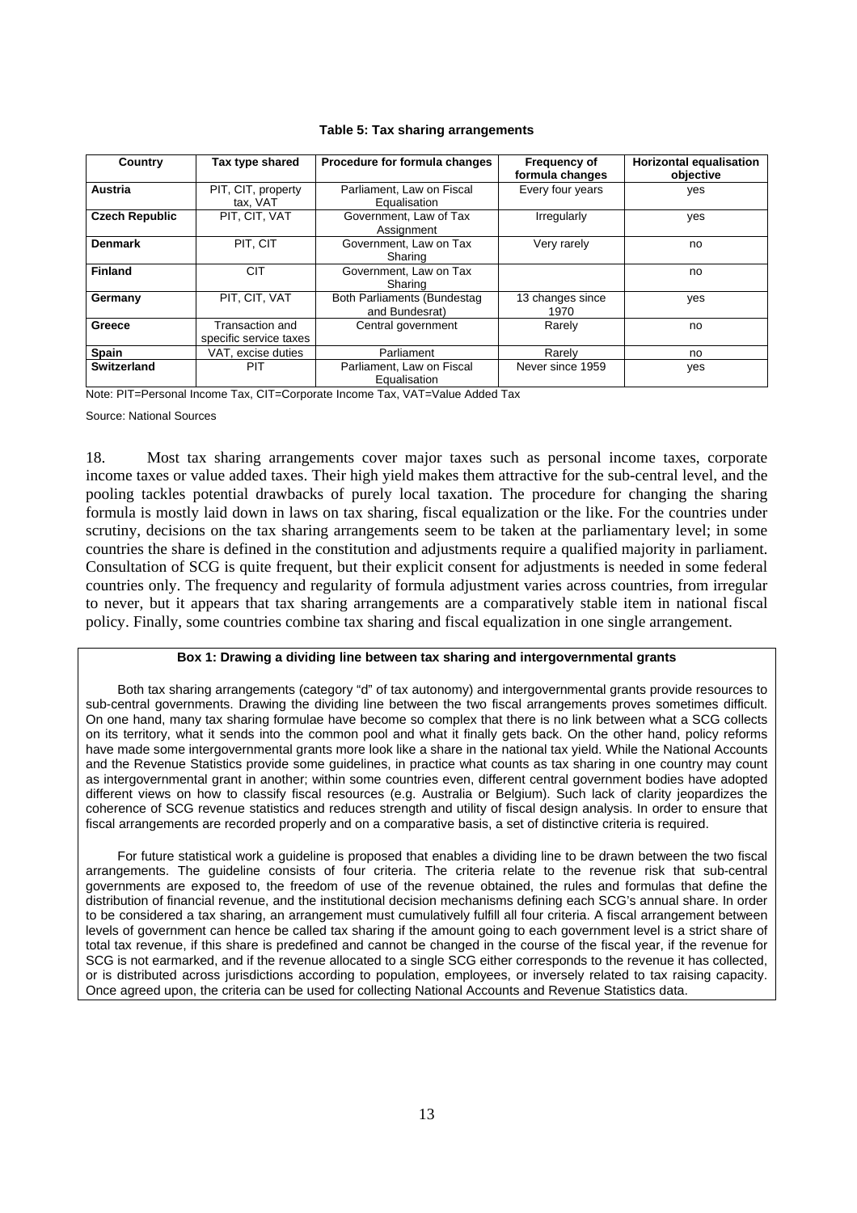**Table 5: Tax sharing arrangements**

| Country | Tax type shared | Procedure for formula changes | Frequency of formula changes | Horizontal equalisation objective |
|---|---|---|---|---|
| **Austria** | PIT, CIT, property tax, VAT | Parliament, Law on Fiscal Equalisation | Every four years | yes |
| **Czech Republic** | PIT, CIT, VAT | Government, Law of Tax Assignment | Irregularly | yes |
| **Denmark** | PIT, CIT | Government, Law on Tax Sharing | Very rarely | no |
| **Finland** | CIT | Government, Law on Tax Sharing | | no |
| **Germany** | PIT, CIT, VAT | Both Parliaments (Bundestag and Bundesrat) | 13 changes since 1970 | yes |
| **Greece** | Transaction and specific service taxes | Central government | Rarely | no |
| **Spain** | VAT, excise duties | Parliament | Rarely | no |
| **Switzerland** | PIT | Parliament, Law on Fiscal Equalisation | Never since 1959 | yes |

Note: PIT=Personal Income Tax, CIT=Corporate Income Tax, VAT=Value Added Tax

Source: National Sources

18. Most tax sharing arrangements cover major taxes such as personal income taxes, corporate income taxes or value added taxes. Their high yield makes them attractive for the sub-central level, and the pooling tackles potential drawbacks of purely local taxation. The procedure for changing the sharing formula is mostly laid down in laws on tax sharing, fiscal equalization or the like. For the countries under scrutiny, decisions on the tax sharing arrangements seem to be taken at the parliamentary level; in some countries the share is defined in the constitution and adjustments require a qualified majority in parliament. Consultation of SCG is quite frequent, but their explicit consent for adjustments is needed in some federal countries only. The frequency and regularity of formula adjustment varies across countries, from irregular to never, but it appears that tax sharing arrangements are a comparatively stable item in national fiscal policy. Finally, some countries combine tax sharing and fiscal equalization in one single arrangement.

**Box 1: Drawing a dividing line between tax sharing and intergovernmental grants**

Both tax sharing arrangements (category "d" of tax autonomy) and intergovernmental grants provide resources to sub-central governments. Drawing the dividing line between the two fiscal arrangements proves sometimes difficult. On one hand, many tax sharing formulae have become so complex that there is no link between what a SCG collects on its territory, what it sends into the common pool and what it finally gets back. On the other hand, policy reforms have made some intergovernmental grants more look like a share in the national tax yield. While the National Accounts and the Revenue Statistics provide some guidelines, in practice what counts as tax sharing in one country may count as intergovernmental grant in another; within some countries even, different central government bodies have adopted different views on how to classify fiscal resources (e.g. Australia or Belgium). Such lack of clarity jeopardizes the coherence of SCG revenue statistics and reduces strength and utility of fiscal design analysis. In order to ensure that fiscal arrangements are recorded properly and on a comparative basis, a set of distinctive criteria is required.

For future statistical work a guideline is proposed that enables a dividing line to be drawn between the two fiscal arrangements. The guideline consists of four criteria. The criteria relate to the revenue risk that sub-central governments are exposed to, the freedom of use of the revenue obtained, the rules and formulas that define the distribution of financial revenue, and the institutional decision mechanisms defining each SCG's annual share. In order to be considered a tax sharing, an arrangement must cumulatively fulfill all four criteria. A fiscal arrangement between levels of government can hence be called tax sharing if the amount going to each government level is a strict share of total tax revenue, if this share is predefined and cannot be changed in the course of the fiscal year, if the revenue for SCG is not earmarked, and if the revenue allocated to a single SCG either corresponds to the revenue it has collected, or is distributed across jurisdictions according to population, employees, or inversely related to tax raising capacity. Once agreed upon, the criteria can be used for collecting National Accounts and Revenue Statistics data.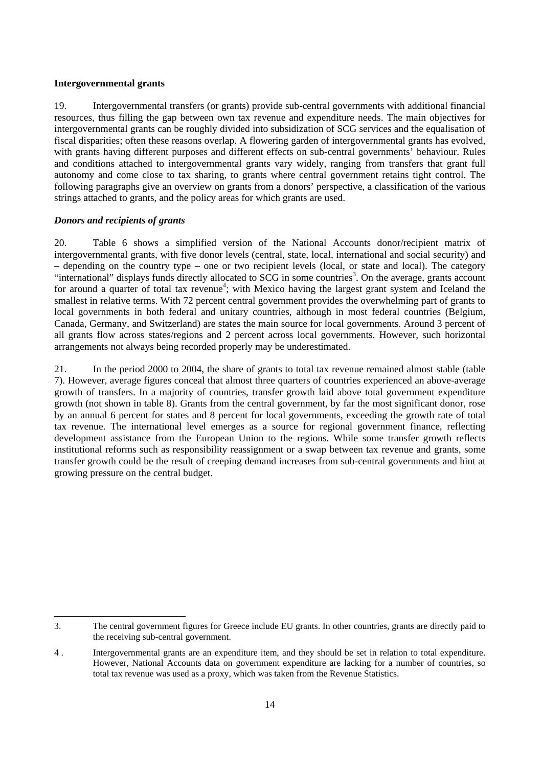**Intergovernmental grants**

19. Intergovernmental transfers (or grants) provide sub-central governments with additional financial resources, thus filling the gap between own tax revenue and expenditure needs. The main objectives for intergovernmental grants can be roughly divided into subsidization of SCG services and the equalisation of fiscal disparities; often these reasons overlap. A flowering garden of intergovernmental grants has evolved, with grants having different purposes and different effects on sub-central governments' behaviour. Rules and conditions attached to intergovernmental grants vary widely, ranging from transfers that grant full autonomy and come close to tax sharing, to grants where central government retains tight control. The following paragraphs give an overview on grants from a donors' perspective, a classification of the various strings attached to grants, and the policy areas for which grants are used.

***Donors and recipients of grants***

20. Table 6 shows a simplified version of the National Accounts donor/recipient matrix of intergovernmental grants, with five donor levels (central, state, local, international and social security) and – depending on the country type – one or two recipient levels (local, or state and local). The category "international" displays funds directly allocated to SCG in some countries[3]. On the average, grants account for around a quarter of total tax revenue[4]; with Mexico having the largest grant system and Iceland the smallest in relative terms. With 72 percent central government provides the overwhelming part of grants to local governments in both federal and unitary countries, although in most federal countries (Belgium, Canada, Germany, and Switzerland) are states the main source for local governments. Around 3 percent of all grants flow across states/regions and 2 percent across local governments. However, such horizontal arrangements not always being recorded properly may be underestimated.

21. In the period 2000 to 2004, the share of grants to total tax revenue remained almost stable (table 7). However, average figures conceal that almost three quarters of countries experienced an above-average growth of transfers. In a majority of countries, transfer growth laid above total government expenditure growth (not shown in table 8). Grants from the central government, by far the most significant donor, rose by an annual 6 percent for states and 8 percent for local governments, exceeding the growth rate of total tax revenue. The international level emerges as a source for regional government finance, reflecting development assistance from the European Union to the regions. While some transfer growth reflects institutional reforms such as responsibility reassignment or a swap between tax revenue and grants, some transfer growth could be the result of creeping demand increases from sub-central governments and hint at growing pressure on the central budget.

---

3. The central government figures for Greece include EU grants. In other countries, grants are directly paid to the receiving sub-central government.

4. Intergovernmental grants are an expenditure item, and they should be set in relation to total expenditure. However, National Accounts data on government expenditure are lacking for a number of countries, so total tax revenue was used as a proxy, which was taken from the Revenue Statistics.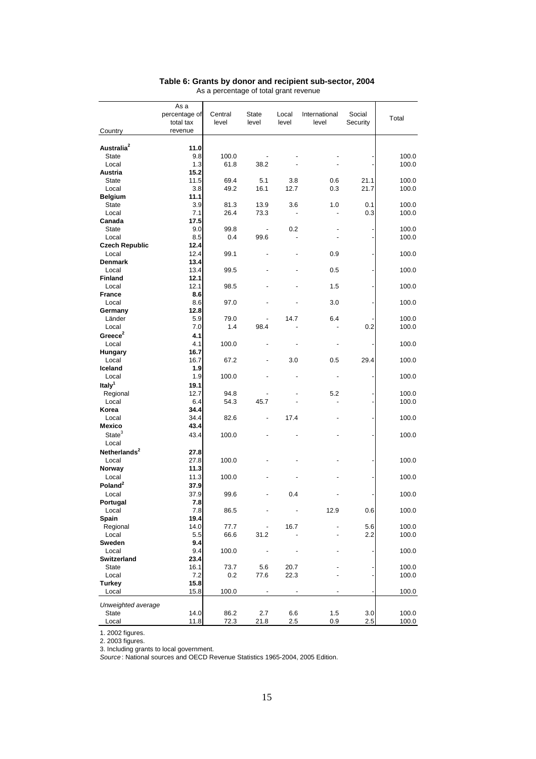**Table 6: Grants by donor and recipient sub-sector, 2004**

As a percentage of total grant revenue

| Country | As a percentage of total tax revenue | Central level | State level | Local level | International level | Social Security | Total |
|---|---|---|---|---|---|---|---|
| **Australia[2]** | **11.0** | | | | | | |
| State | 9.8 | 100.0 | - | - | - | - | 100.0 |
| Local | 1.3 | 61.8 | 38.2 | - | - | - | 100.0 |
| **Austria** | **15.2** | | | | | | |
| State | 11.5 | 69.4 | 5.1 | 3.8 | 0.6 | 21.1 | 100.0 |
| Local | 3.8 | 49.2 | 16.1 | 12.7 | 0.3 | 21.7 | 100.0 |
| **Belgium** | **11.1** | | | | | | |
| State | 3.9 | 81.3 | 13.9 | 3.6 | 1.0 | 0.1 | 100.0 |
| Local | 7.1 | 26.4 | 73.3 | - | - | 0.3 | 100.0 |
| **Canada** | **17.5** | | | | | | |
| State | 9.0 | 99.8 | - | 0.2 | - | - | 100.0 |
| Local | 8.5 | 0.4 | 99.6 | - | - | - | 100.0 |
| **Czech Republic** | **12.4** | | | | | | |
| Local | 12.4 | 99.1 | - | - | 0.9 | - | 100.0 |
| **Denmark** | **13.4** | | | | | | |
| Local | 13.4 | 99.5 | - | - | 0.5 | - | 100.0 |
| **Finland** | **12.1** | | | | | | |
| Local | 12.1 | 98.5 | - | - | 1.5 | - | 100.0 |
| **France** | **8.6** | | | | | | |
| Local | 8.6 | 97.0 | - | - | 3.0 | - | 100.0 |
| **Germany** | **12.8** | | | | | | |
| Länder | 5.9 | 79.0 | - | 14.7 | 6.4 | - | 100.0 |
| Local | 7.0 | 1.4 | 98.4 | - | - | 0.2 | 100.0 |
| **Greece[2]** | **4.1** | | | | | | |
| Local | 4.1 | 100.0 | - | - | - | - | 100.0 |
| **Hungary** | **16.7** | | | | | | |
| Local | 16.7 | 67.2 | - | 3.0 | 0.5 | 29.4 | 100.0 |
| **Iceland** | **1.9** | | | | | | |
| Local | 1.9 | 100.0 | - | - | - | - | 100.0 |
| **Italy[1]** | **19.1** | | | | | | |
| Regional | 12.7 | 94.8 | - | - | 5.2 | - | 100.0 |
| Local | 6.4 | 54.3 | 45.7 | - | - | - | 100.0 |
| **Korea** | **34.4** | | | | | | |
| Local | 34.4 | 82.6 | - | 17.4 | - | - | 100.0 |
| **Mexico** | **43.4** | | | | | | |
| State[3] | 43.4 | 100.0 | - | - | - | - | 100.0 |
| Local | | | | | | | |
| **Netherlands[2]** | **27.8** | | | | | | |
| Local | 27.8 | 100.0 | - | - | - | - | 100.0 |
| **Norway** | **11.3** | | | | | | |
| Local | 11.3 | 100.0 | - | - | - | - | 100.0 |
| **Poland[2]** | **37.9** | | | | | | |
| Local | 37.9 | 99.6 | - | 0.4 | - | - | 100.0 |
| **Portugal** | **7.8** | | | | | | |
| Local | 7.8 | 86.5 | - | - | 12.9 | 0.6 | 100.0 |
| **Spain** | **19.4** | | | | | | |
| Regional | 14.0 | 77.7 | - | 16.7 | - | 5.6 | 100.0 |
| Local | 5.5 | 66.6 | 31.2 | - | - | 2.2 | 100.0 |
| **Sweden** | **9.4** | | | | | | |
| Local | 9.4 | 100.0 | - | - | - | - | 100.0 |
| **Switzerland** | **23.4** | | | | | | |
| State | 16.1 | 73.7 | 5.6 | 20.7 | - | - | 100.0 |
| Local | 7.2 | 0.2 | 77.6 | 22.3 | - | - | 100.0 |
| **Turkey** | **15.8** | | | | | | |
| Local | 15.8 | 100.0 | - | - | - | - | 100.0 |
| *Unweighted average* | | | | | | | |
| State | 14.0 | 86.2 | 2.7 | 6.6 | 1.5 | 3.0 | 100.0 |
| Local | 11.8 | 72.3 | 21.8 | 2.5 | 0.9 | 2.5 | 100.0 |

1. 2002 figures.
2. 2003 figures.
3. Including grants to local government.

*Source*: National sources and OECD Revenue Statistics 1965-2004, 2005 Edition.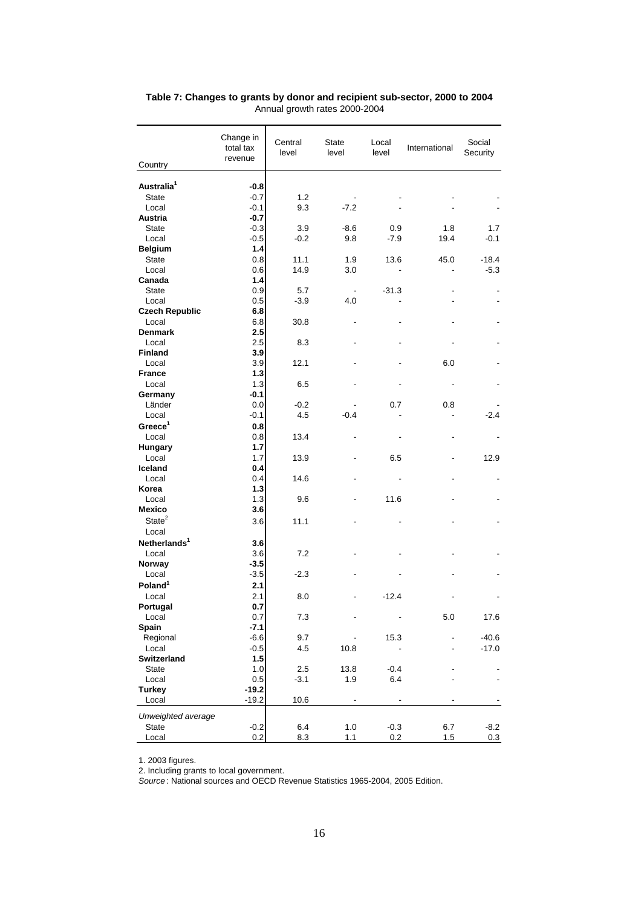**Table 7: Changes to grants by donor and recipient sub-sector, 2000 to 2004**
Annual growth rates 2000-2004

| Country | Change in total tax revenue | Central level | State level | Local level | International | Social Security |
|---|---|---|---|---|---|---|
| **Australia[1]** | **-0.8** | | | | | |
| State | -0.7 | 1.2 | - | - | - | - |
| Local | -0.1 | 9.3 | -7.2 | - | - | - |
| **Austria** | **-0.7** | | | | | |
| State | -0.3 | 3.9 | -8.6 | 0.9 | 1.8 | 1.7 |
| Local | -0.5 | -0.2 | 9.8 | -7.9 | 19.4 | -0.1 |
| **Belgium** | **1.4** | | | | | |
| State | 0.8 | 11.1 | 1.9 | 13.6 | 45.0 | -18.4 |
| Local | 0.6 | 14.9 | 3.0 | - | - | -5.3 |
| **Canada** | **1.4** | | | | | |
| State | 0.9 | 5.7 | - | -31.3 | - | - |
| Local | 0.5 | -3.9 | 4.0 | - | - | - |
| **Czech Republic** | **6.8** | | | | | |
| Local | 6.8 | 30.8 | - | - | - | - |
| **Denmark** | **2.5** | | | | | |
| Local | 2.5 | 8.3 | - | - | - | - |
| **Finland** | **3.9** | | | | | |
| Local | 3.9 | 12.1 | - | - | 6.0 | - |
| **France** | **1.3** | | | | | |
| Local | 1.3 | 6.5 | - | - | - | - |
| **Germany** | **-0.1** | | | | | |
| Länder | 0.0 | -0.2 | - | 0.7 | 0.8 | - |
| Local | -0.1 | 4.5 | -0.4 | - | - | -2.4 |
| **Greece[1]** | **0.8** | | | | | |
| Local | 0.8 | 13.4 | - | - | - | - |
| **Hungary** | **1.7** | | | | | |
| Local | 1.7 | 13.9 | - | 6.5 | - | 12.9 |
| **Iceland** | **0.4** | | | | | |
| Local | 0.4 | 14.6 | - | - | - | - |
| **Korea** | **1.3** | | | | | |
| Local | 1.3 | 9.6 | - | 11.6 | - | - |
| **Mexico** | **3.6** | | | | | |
| State[2] | 3.6 | 11.1 | - | - | - | - |
| Local | | | | | | |
| **Netherlands[1]** | **3.6** | | | | | |
| Local | 3.6 | 7.2 | - | - | - | - |
| **Norway** | **-3.5** | | | | | |
| Local | -3.5 | -2.3 | - | - | - | - |
| **Poland[1]** | **2.1** | | | | | |
| Local | 2.1 | 8.0 | - | -12.4 | - | - |
| **Portugal** | **0.7** | | | | | |
| Local | 0.7 | 7.3 | - | - | 5.0 | 17.6 |
| **Spain** | **-7.1** | | | | | |
| Regional | -6.6 | 9.7 | - | 15.3 | - | -40.6 |
| Local | -0.5 | 4.5 | 10.8 | - | - | -17.0 |
| **Switzerland** | **1.5** | | | | | |
| State | 1.0 | 2.5 | 13.8 | -0.4 | - | - |
| Local | 0.5 | -3.1 | 1.9 | 6.4 | - | - |
| **Turkey** | **-19.2** | | | | | |
| Local | -19.2 | 10.6 | - | - | - | - |
| *Unweighted average* | | | | | | |
| State | -0.2 | 6.4 | 1.0 | -0.3 | 6.7 | -8.2 |
| Local | 0.2 | 8.3 | 1.1 | 0.2 | 1.5 | 0.3 |

1. 2003 figures.
2. Including grants to local government.
*Source*: National sources and OECD Revenue Statistics 1965-2004, 2005 Edition.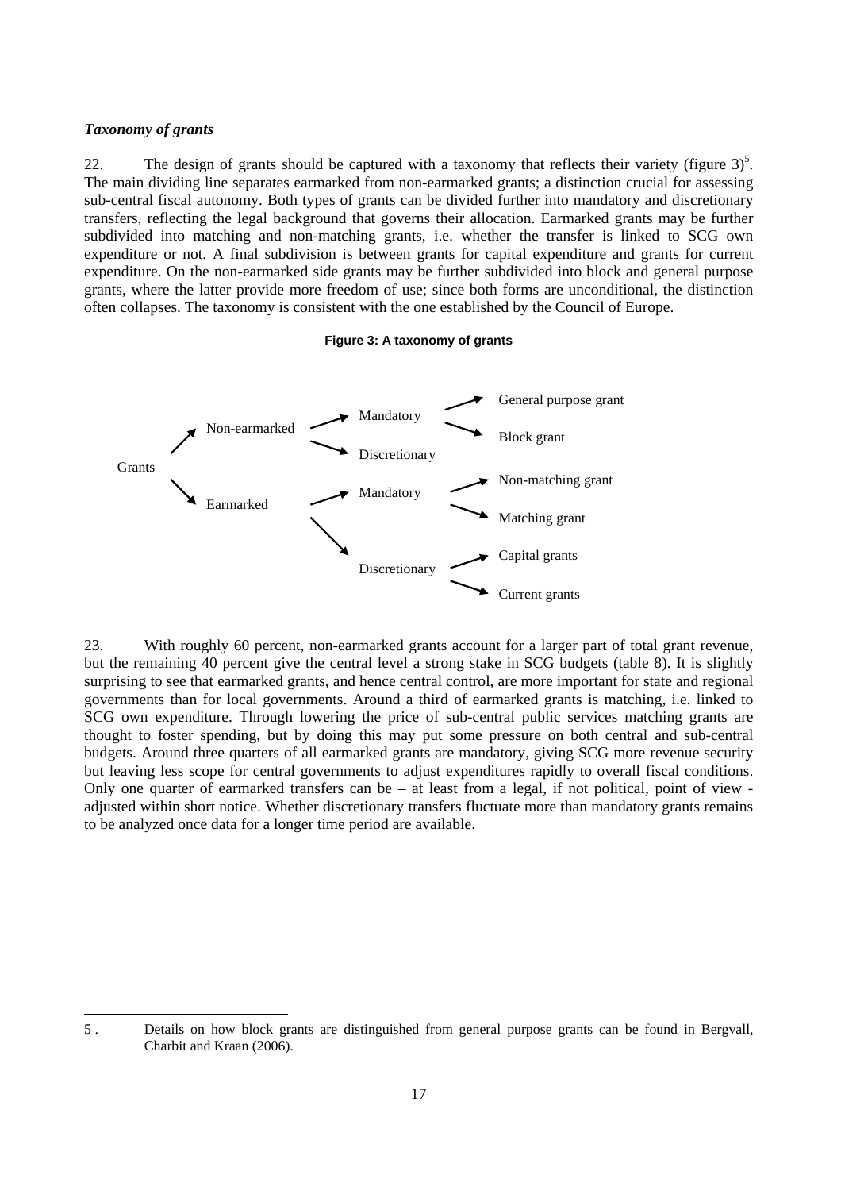### *Taxonomy of grants*

22. The design of grants should be captured with a taxonomy that reflects their variety (figure 3)[5]. The main dividing line separates earmarked from non-earmarked grants; a distinction crucial for assessing sub-central fiscal autonomy. Both types of grants can be divided further into mandatory and discretionary transfers, reflecting the legal background that governs their allocation. Earmarked grants may be further subdivided into matching and non-matching grants, i.e. whether the transfer is linked to SCG own expenditure or not. A final subdivision is between grants for capital expenditure and grants for current expenditure. On the non-earmarked side grants may be further subdivided into block and general purpose grants, where the latter provide more freedom of use; since both forms are unconditional, the distinction often collapses. The taxonomy is consistent with the one established by the Council of Europe.

**Figure 3: A taxonomy of grants**

- Grants
  - Non-earmarked
    - Mandatory
      - General purpose grant
      - Block grant
    - Discretionary
  - Earmarked
    - Mandatory
      - Non-matching grant
      - Matching grant
    - Discretionary
      - Capital grants
      - Current grants

23. With roughly 60 percent, non-earmarked grants account for a larger part of total grant revenue, but the remaining 40 percent give the central level a strong stake in SCG budgets (table 8). It is slightly surprising to see that earmarked grants, and hence central control, are more important for state and regional governments than for local governments. Around a third of earmarked grants is matching, i.e. linked to SCG own expenditure. Through lowering the price of sub-central public services matching grants are thought to foster spending, but by doing this may put some pressure on both central and sub-central budgets. Around three quarters of all earmarked grants are mandatory, giving SCG more revenue security but leaving less scope for central governments to adjust expenditures rapidly to overall fiscal conditions. Only one quarter of earmarked transfers can be – at least from a legal, if not political, point of view - adjusted within short notice. Whether discretionary transfers fluctuate more than mandatory grants remains to be analyzed once data for a longer time period are available.

---

5 . Details on how block grants are distinguished from general purpose grants can be found in Bergvall, Charbit and Kraan (2006).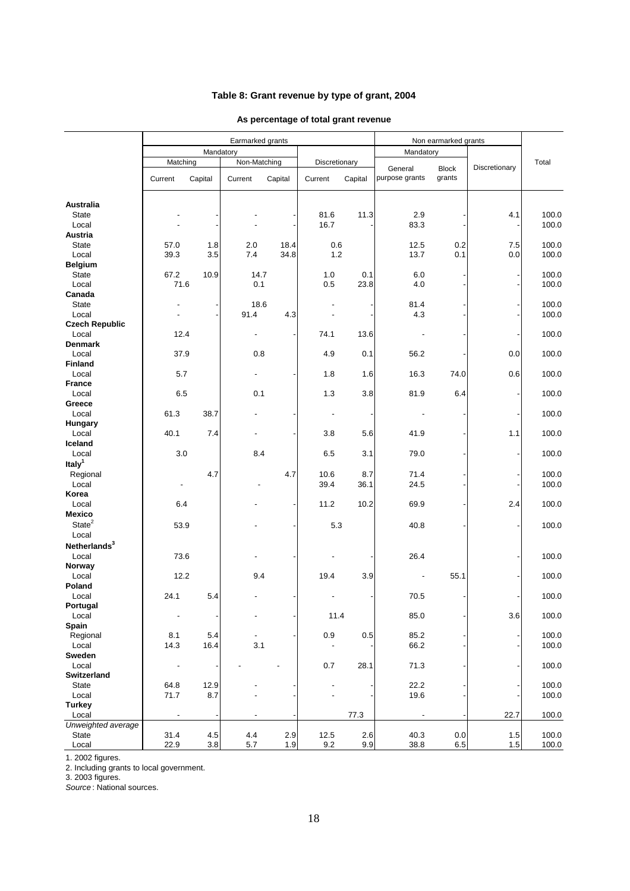### Table 8: Grant revenue by type of grant, 2004

**As percentage of total grant revenue**

| | Earmarked grants | | | | | | Non earmarked grants | | | Total |
|---|---|---|---|---|---|---|---|---|---|---|
| | Mandatory | | | | Discretionary | | Mandatory | | Discretionary | |
| | Matching | | Non-Matching | | | | General purpose grants | Block grants | | |
| | Current | Capital | Current | Capital | Current | Capital | | | | |
| **Australia** | | | | | | | | | | |
| State | - | - | - | - | 81.6 | 11.3 | 2.9 | - | 4.1 | 100.0 |
| Local | - | - | - | - | 16.7 | - | 83.3 | - | - | 100.0 |
| **Austria** | | | | | | | | | | |
| State | 57.0 | 1.8 | 2.0 | 18.4 | 0.6 | | 12.5 | 0.2 | 7.5 | 100.0 |
| Local | 39.3 | 3.5 | 7.4 | 34.8 | 1.2 | | 13.7 | 0.1 | 0.0 | 100.0 |
| **Belgium** | | | | | | | | | | |
| State | 67.2 | 10.9 | 14.7 | | 1.0 | 0.1 | 6.0 | - | - | 100.0 |
| Local | 71.6 | | 0.1 | | 0.5 | 23.8 | 4.0 | - | - | 100.0 |
| **Canada** | | | | | | | | | | |
| State | - | - | 18.6 | | - | - | 81.4 | - | - | 100.0 |
| Local | - | - | 91.4 | 4.3 | - | - | 4.3 | - | - | 100.0 |
| **Czech Republic** | | | | | | | | | | |
| Local | 12.4 | | - | - | 74.1 | 13.6 | - | - | - | 100.0 |
| **Denmark** | | | | | | | | | | |
| Local | 37.9 | | 0.8 | | 4.9 | 0.1 | 56.2 | - | 0.0 | 100.0 |
| **Finland** | | | | | | | | | | |
| Local | 5.7 | | - | - | 1.8 | 1.6 | 16.3 | 74.0 | 0.6 | 100.0 |
| **France** | | | | | | | | | | |
| Local | 6.5 | | 0.1 | | 1.3 | 3.8 | 81.9 | 6.4 | - | 100.0 |
| **Greece** | | | | | | | | | | |
| Local | 61.3 | 38.7 | - | - | - | - | - | - | - | 100.0 |
| **Hungary** | | | | | | | | | | |
| Local | 40.1 | 7.4 | - | - | 3.8 | 5.6 | 41.9 | - | 1.1 | 100.0 |
| **Iceland** | | | | | | | | | | |
| Local | 3.0 | | 8.4 | | 6.5 | 3.1 | 79.0 | - | - | 100.0 |
| **Italy**[1] | | | | | | | | | | |
| Regional | | 4.7 | | 4.7 | 10.6 | 8.7 | 71.4 | - | - | 100.0 |
| Local | - | | - | | 39.4 | 36.1 | 24.5 | - | - | 100.0 |
| **Korea** | | | | | | | | | | |
| Local | 6.4 | | - | - | 11.2 | 10.2 | 69.9 | - | 2.4 | 100.0 |
| **Mexico** | | | | | | | | | | |
| State[2] | 53.9 | | - | - | 5.3 | | 40.8 | - | - | 100.0 |
| Local | | | | | | | | | | |
| **Netherlands**[3] | | | | | | | | | | |
| Local | 73.6 | | - | - | - | - | 26.4 | | - | 100.0 |
| **Norway** | | | | | | | | | | |
| Local | 12.2 | | 9.4 | | 19.4 | 3.9 | - | 55.1 | - | 100.0 |
| **Poland** | | | | | | | | | | |
| Local | 24.1 | 5.4 | - | - | - | - | 70.5 | - | - | 100.0 |
| **Portugal** | | | | | | | | | | |
| Local | - | - | - | - | 11.4 | | 85.0 | - | 3.6 | 100.0 |
| **Spain** | | | | | | | | | | |
| Regional | 8.1 | 5.4 | - | - | 0.9 | 0.5 | 85.2 | - | - | 100.0 |
| Local | 14.3 | 16.4 | 3.1 | - | - | - | 66.2 | - | - | 100.0 |
| **Sweden** | | | | | | | | | | |
| Local | - | - | - | - | 0.7 | 28.1 | 71.3 | - | - | 100.0 |
| **Switzerland** | | | | | | | | | | |
| State | 64.8 | 12.9 | - | - | - | - | 22.2 | - | - | 100.0 |
| Local | 71.7 | 8.7 | - | - | - | - | 19.6 | - | - | 100.0 |
| **Turkey** | | | | | | | | | | |
| Local | - | - | - | - | | 77.3 | - | - | 22.7 | 100.0 |
| *Unweighted average* | | | | | | | | | | |
| State | 31.4 | 4.5 | 4.4 | 2.9 | 12.5 | 2.6 | 40.3 | 0.0 | 1.5 | 100.0 |
| Local | 22.9 | 3.8 | 5.7 | 1.9 | 9.2 | 9.9 | 38.8 | 6.5 | 1.5 | 100.0 |

1. 2002 figures.
2. Including grants to local government.
3. 2003 figures.
*Source*: National sources.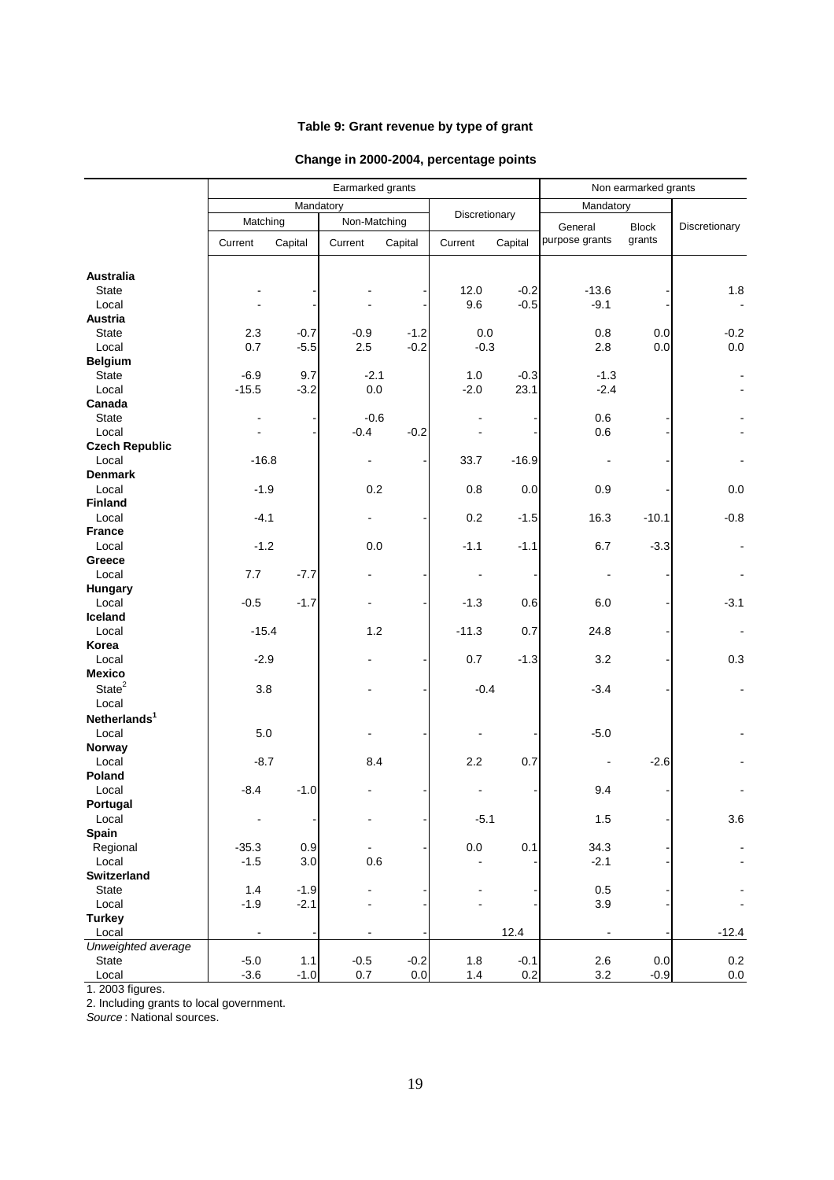**Table 9: Grant revenue by type of grant**

**Change in 2000-2004, percentage points**

| | Earmarked grants | | | | | | Non earmarked grants | | |
|---|---|---|---|---|---|---|---|---|---|
| | Mandatory | | | | Discretionary | | Mandatory | | Discretionary |
| | Matching | | Non-Matching | | | | General purpose grants | Block grants | |
| | Current | Capital | Current | Capital | Current | Capital | | | |
| **Australia** | | | | | | | | | |
| State | - | - | - | - | 12.0 | -0.2 | -13.6 | - | 1.8 |
| Local | - | - | - | - | 9.6 | -0.5 | -9.1 | - | - |
| **Austria** | | | | | | | | | |
| State | 2.3 | -0.7 | -0.9 | -1.2 | 0.0 | | 0.8 | 0.0 | -0.2 |
| Local | 0.7 | -5.5 | 2.5 | -0.2 | -0.3 | | 2.8 | 0.0 | 0.0 |
| **Belgium** | | | | | | | | | |
| State | -6.9 | 9.7 | -2.1 | | 1.0 | -0.3 | -1.3 | | - |
| Local | -15.5 | -3.2 | 0.0 | | -2.0 | 23.1 | -2.4 | | - |
| **Canada** | | | | | | | | | |
| State | - | - | -0.6 | | - | - | 0.6 | - | - |
| Local | - | - | -0.4 | -0.2 | - | - | 0.6 | - | - |
| **Czech Republic** | | | | | | | | | |
| Local | -16.8 | | - | - | 33.7 | -16.9 | - | - | - |
| **Denmark** | | | | | | | | | |
| Local | -1.9 | | 0.2 | | 0.8 | 0.0 | 0.9 | - | 0.0 |
| **Finland** | | | | | | | | | |
| Local | -4.1 | | - | - | 0.2 | -1.5 | 16.3 | -10.1 | -0.8 |
| **France** | | | | | | | | | |
| Local | -1.2 | | 0.0 | | -1.1 | -1.1 | 6.7 | -3.3 | - |
| **Greece** | | | | | | | | | |
| Local | 7.7 | -7.7 | - | - | - | - | - | - | - |
| **Hungary** | | | | | | | | | |
| Local | -0.5 | -1.7 | - | - | -1.3 | 0.6 | 6.0 | - | -3.1 |
| **Iceland** | | | | | | | | | |
| Local | -15.4 | | 1.2 | | -11.3 | 0.7 | 24.8 | - | - |
| **Korea** | | | | | | | | | |
| Local | -2.9 | | - | - | 0.7 | -1.3 | 3.2 | - | 0.3 |
| **Mexico** | | | | | | | | | |
| State[2] | 3.8 | | - | - | -0.4 | | -3.4 | - | - |
| Local | | | | | | | | | |
| **Netherlands[1]** | | | | | | | | | |
| Local | 5.0 | | - | - | - | - | -5.0 | | - |
| **Norway** | | | | | | | | | |
| Local | -8.7 | | 8.4 | | 2.2 | 0.7 | - | -2.6 | - |
| **Poland** | | | | | | | | | |
| Local | -8.4 | -1.0 | - | - | - | - | 9.4 | - | - |
| **Portugal** | | | | | | | | | |
| Local | - | - | - | - | -5.1 | | 1.5 | - | 3.6 |
| **Spain** | | | | | | | | | |
| Regional | -35.3 | 0.9 | - | - | 0.0 | 0.1 | 34.3 | - | - |
| Local | -1.5 | 3.0 | 0.6 | | - | - | -2.1 | - | - |
| **Switzerland** | | | | | | | | | |
| State | 1.4 | -1.9 | - | - | - | - | 0.5 | - | - |
| Local | -1.9 | -2.1 | - | - | - | - | 3.9 | - | - |
| **Turkey** | | | | | | | | | |
| Local | - | - | - | - | | 12.4 | - | - | -12.4 |
| *Unweighted average* | | | | | | | | | |
| State | -5.0 | 1.1 | -0.5 | -0.2 | 1.8 | -0.1 | 2.6 | 0.0 | 0.2 |
| Local | -3.6 | -1.0 | 0.7 | 0.0 | 1.4 | 0.2 | 3.2 | -0.9 | 0.0 |

1. 2003 figures.

2. Including grants to local government.

*Source* : National sources.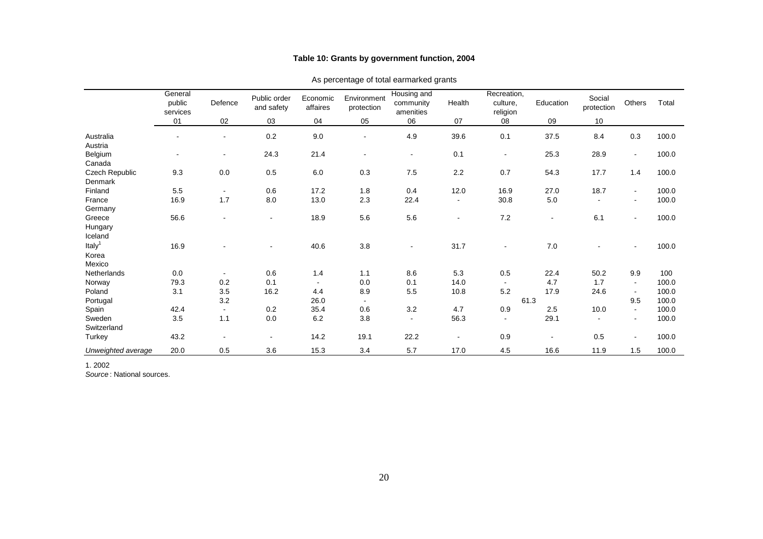**Table 10: Grants by government function, 2004**

As percentage of total earmarked grants

| | General public services | Defence | Public order and safety | Economic affaires | Environment protection | Housing and community amenities | Health | Recreation, culture, religion | Education | Social protection | Others | Total |
|---|---|---|---|---|---|---|---|---|---|---|---|---|
| | 01 | 02 | 03 | 04 | 05 | 06 | 07 | 08 | 09 | 10 | | |
| Australia | - | - | 0.2 | 9.0 | - | 4.9 | 39.6 | 0.1 | 37.5 | 8.4 | 0.3 | 100.0 |
| Austria | | | | | | | | | | | | |
| Belgium | - | - | 24.3 | 21.4 | - | - | 0.1 | - | 25.3 | 28.9 | - | 100.0 |
| Canada | | | | | | | | | | | | |
| Czech Republic | 9.3 | 0.0 | 0.5 | 6.0 | 0.3 | 7.5 | 2.2 | 0.7 | 54.3 | 17.7 | 1.4 | 100.0 |
| Denmark | | | | | | | | | | | | |
| Finland | 5.5 | - | 0.6 | 17.2 | 1.8 | 0.4 | 12.0 | 16.9 | 27.0 | 18.7 | - | 100.0 |
| France | 16.9 | 1.7 | 8.0 | 13.0 | 2.3 | 22.4 | - | 30.8 | 5.0 | - | - | 100.0 |
| Germany | | | | | | | | | | | | |
| Greece | 56.6 | - | - | 18.9 | 5.6 | 5.6 | - | 7.2 | - | 6.1 | - | 100.0 |
| Hungary | | | | | | | | | | | | |
| Iceland | | | | | | | | | | | | |
| Italy[1] | 16.9 | - | - | 40.6 | 3.8 | - | 31.7 | - | 7.0 | - | - | 100.0 |
| Korea | | | | | | | | | | | | |
| Mexico | | | | | | | | | | | | |
| Netherlands | 0.0 | - | 0.6 | 1.4 | 1.1 | 8.6 | 5.3 | 0.5 | 22.4 | 50.2 | 9.9 | 100 |
| Norway | 79.3 | 0.2 | 0.1 | - | 0.0 | 0.1 | 14.0 | - | 4.7 | 1.7 | - | 100.0 |
| Poland | 3.1 | 3.5 | 16.2 | 4.4 | 8.9 | 5.5 | 10.8 | 5.2 | 17.9 | 24.6 | - | 100.0 |
| Portugal | | 3.2 | | 26.0 | - | | | 61.3 | | | 9.5 | 100.0 |
| Spain | 42.4 | - | 0.2 | 35.4 | 0.6 | 3.2 | 4.7 | 0.9 | 2.5 | 10.0 | - | 100.0 |
| Sweden | 3.5 | 1.1 | 0.0 | 6.2 | 3.8 | - | 56.3 | - | 29.1 | - | - | 100.0 |
| Switzerland | | | | | | | | | | | | |
| Turkey | 43.2 | - | - | 14.2 | 19.1 | 22.2 | - | 0.9 | - | 0.5 | - | 100.0 |
| *Unweighted average* | 20.0 | 0.5 | 3.6 | 15.3 | 3.4 | 5.7 | 17.0 | 4.5 | 16.6 | 11.9 | 1.5 | 100.0 |

1. 2002

*Source* : National sources.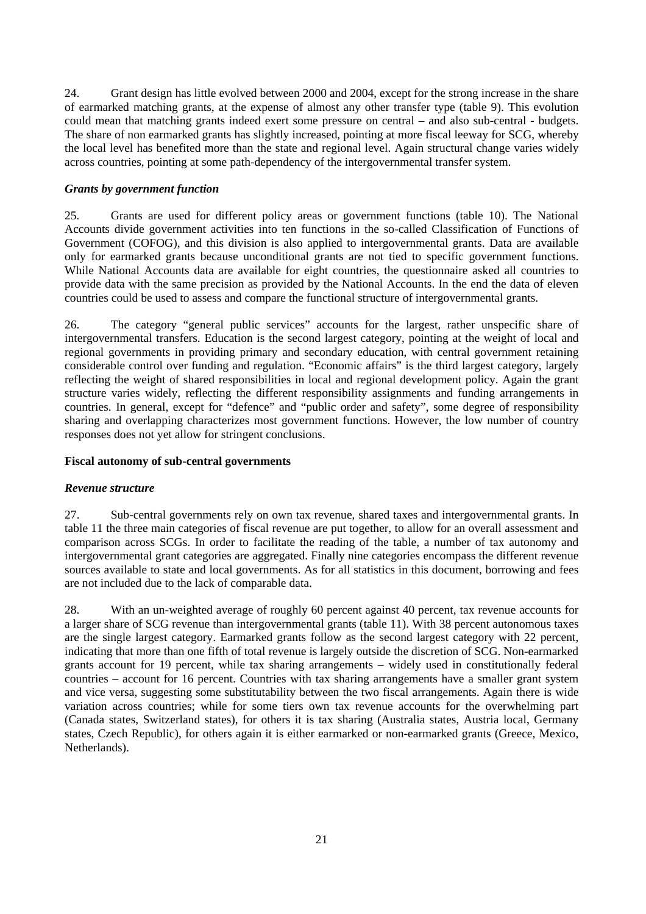24. Grant design has little evolved between 2000 and 2004, except for the strong increase in the share of earmarked matching grants, at the expense of almost any other transfer type (table 9). This evolution could mean that matching grants indeed exert some pressure on central – and also sub-central - budgets. The share of non earmarked grants has slightly increased, pointing at more fiscal leeway for SCG, whereby the local level has benefited more than the state and regional level. Again structural change varies widely across countries, pointing at some path-dependency of the intergovernmental transfer system.

### *Grants by government function*

25. Grants are used for different policy areas or government functions (table 10). The National Accounts divide government activities into ten functions in the so-called Classification of Functions of Government (COFOG), and this division is also applied to intergovernmental grants. Data are available only for earmarked grants because unconditional grants are not tied to specific government functions. While National Accounts data are available for eight countries, the questionnaire asked all countries to provide data with the same precision as provided by the National Accounts. In the end the data of eleven countries could be used to assess and compare the functional structure of intergovernmental grants.

26. The category "general public services" accounts for the largest, rather unspecific share of intergovernmental transfers. Education is the second largest category, pointing at the weight of local and regional governments in providing primary and secondary education, with central government retaining considerable control over funding and regulation. "Economic affairs" is the third largest category, largely reflecting the weight of shared responsibilities in local and regional development policy. Again the grant structure varies widely, reflecting the different responsibility assignments and funding arrangements in countries. In general, except for "defence" and "public order and safety", some degree of responsibility sharing and overlapping characterizes most government functions. However, the low number of country responses does not yet allow for stringent conclusions.

## **Fiscal autonomy of sub-central governments**

### *Revenue structure*

27. Sub-central governments rely on own tax revenue, shared taxes and intergovernmental grants. In table 11 the three main categories of fiscal revenue are put together, to allow for an overall assessment and comparison across SCGs. In order to facilitate the reading of the table, a number of tax autonomy and intergovernmental grant categories are aggregated. Finally nine categories encompass the different revenue sources available to state and local governments. As for all statistics in this document, borrowing and fees are not included due to the lack of comparable data.

28. With an un-weighted average of roughly 60 percent against 40 percent, tax revenue accounts for a larger share of SCG revenue than intergovernmental grants (table 11). With 38 percent autonomous taxes are the single largest category. Earmarked grants follow as the second largest category with 22 percent, indicating that more than one fifth of total revenue is largely outside the discretion of SCG. Non-earmarked grants account for 19 percent, while tax sharing arrangements – widely used in constitutionally federal countries – account for 16 percent. Countries with tax sharing arrangements have a smaller grant system and vice versa, suggesting some substitutability between the two fiscal arrangements. Again there is wide variation across countries; while for some tiers own tax revenue accounts for the overwhelming part (Canada states, Switzerland states), for others it is tax sharing (Australia states, Austria local, Germany states, Czech Republic), for others again it is either earmarked or non-earmarked grants (Greece, Mexico, Netherlands).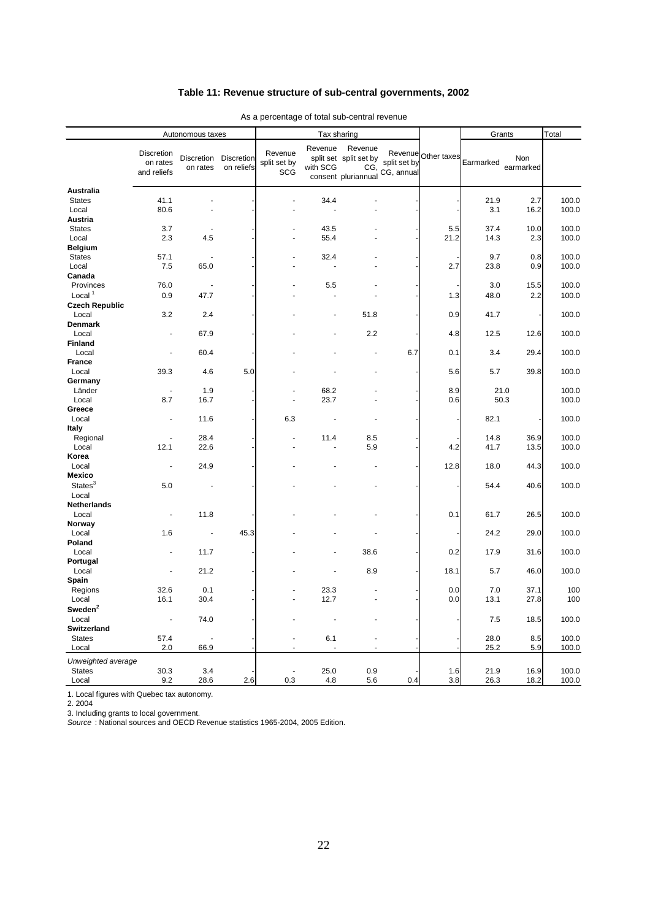### Table 11: Revenue structure of sub-central governments, 2002

As a percentage of total sub-central revenue

| | Autonomous taxes | | | Tax sharing | | | | | Grants | | Total |
|---|---|---|---|---|---|---|---|---|---|---|---|
| | Discretion on rates and reliefs | Discretion on rates | Discretion on reliefs | Revenue split set by SCG | Revenue split set with SCG consent | Revenue split set by CG, pluriannual | Revenue split set by CG, annual | Other taxes | Earmarked | Non earmarked | |
| **Australia** | | | | | | | | | | | |
| States | 41.1 | - | - | - | 34.4 | - | - | - | 21.9 | 2.7 | 100.0 |
| Local | 80.6 | - | - | - | - | - | - | - | 3.1 | 16.2 | 100.0 |
| **Austria** | | | | | | | | | | | |
| States | 3.7 | - | - | - | 43.5 | - | - | 5.5 | 37.4 | 10.0 | 100.0 |
| Local | 2.3 | 4.5 | - | - | 55.4 | - | - | 21.2 | 14.3 | 2.3 | 100.0 |
| **Belgium** | | | | | | | | | | | |
| States | 57.1 | - | - | - | 32.4 | - | - | - | 9.7 | 0.8 | 100.0 |
| Local | 7.5 | 65.0 | - | - | - | - | - | 2.7 | 23.8 | 0.9 | 100.0 |
| **Canada** | | | | | | | | | | | |
| Provinces | 76.0 | - | - | - | 5.5 | - | - | - | 3.0 | 15.5 | 100.0 |
| Local [1] | 0.9 | 47.7 | - | - | - | - | - | 1.3 | 48.0 | 2.2 | 100.0 |
| **Czech Republic** | | | | | | | | | | | |
| Local | 3.2 | 2.4 | - | - | - | 51.8 | - | 0.9 | 41.7 | - | 100.0 |
| **Denmark** | | | | | | | | | | | |
| Local | - | 67.9 | - | - | - | 2.2 | - | 4.8 | 12.5 | 12.6 | 100.0 |
| **Finland** | | | | | | | | | | | |
| Local | - | 60.4 | - | - | - | - | 6.7 | 0.1 | 3.4 | 29.4 | 100.0 |
| **France** | | | | | | | | | | | |
| Local | 39.3 | 4.6 | 5.0 | - | - | - | - | 5.6 | 5.7 | 39.8 | 100.0 |
| **Germany** | | | | | | | | | | | |
| Länder | - | 1.9 | - | - | 68.2 | - | - | 8.9 | 21.0 | | 100.0 |
| Local | 8.7 | 16.7 | - | - | 23.7 | - | - | 0.6 | 50.3 | | 100.0 |
| **Greece** | | | | | | | | | | | |
| Local | - | 11.6 | - | 6.3 | - | - | - | - | 82.1 | - | 100.0 |
| **Italy** | | | | | | | | | | | |
| Regional | - | 28.4 | - | - | 11.4 | 8.5 | - | - | 14.8 | 36.9 | 100.0 |
| Local | 12.1 | 22.6 | - | - | - | 5.9 | - | 4.2 | 41.7 | 13.5 | 100.0 |
| **Korea** | | | | | | | | | | | |
| Local | - | 24.9 | - | - | - | - | - | 12.8 | 18.0 | 44.3 | 100.0 |
| **Mexico** | | | | | | | | | | | |
| States [3] | 5.0 | - | - | - | - | - | - | - | 54.4 | 40.6 | 100.0 |
| Local | | | | | | | | | | | |
| **Netherlands** | | | | | | | | | | | |
| Local | - | 11.8 | - | - | - | - | - | 0.1 | 61.7 | 26.5 | 100.0 |
| **Norway** | | | | | | | | | | | |
| Local | 1.6 | - | 45.3 | - | - | - | - | - | 24.2 | 29.0 | 100.0 |
| **Poland** | | | | | | | | | | | |
| Local | - | 11.7 | - | - | - | 38.6 | - | 0.2 | 17.9 | 31.6 | 100.0 |
| **Portugal** | | | | | | | | | | | |
| Local | - | 21.2 | - | - | - | 8.9 | - | 18.1 | 5.7 | 46.0 | 100.0 |
| **Spain** | | | | | | | | | | | |
| Regions | 32.6 | 0.1 | - | - | 23.3 | - | - | 0.0 | 7.0 | 37.1 | 100 |
| Local | 16.1 | 30.4 | - | - | 12.7 | - | - | 0.0 | 13.1 | 27.8 | 100 |
| **Sweden [2]** | | | | | | | | | | | |
| Local | - | 74.0 | - | - | - | - | - | - | 7.5 | 18.5 | 100.0 |
| **Switzerland** | | | | | | | | | | | |
| States | 57.4 | - | - | - | 6.1 | - | - | - | 28.0 | 8.5 | 100.0 |
| Local | 2.0 | 66.9 | - | - | - | - | - | - | 25.2 | 5.9 | 100.0 |
| *Unweighted average* | | | | | | | | | | | |
| States | 30.3 | 3.4 | - | - | 25.0 | 0.9 | - | 1.6 | 21.9 | 16.9 | 100.0 |
| Local | 9.2 | 28.6 | 2.6 | 0.3 | 4.8 | 5.6 | 0.4 | 3.8 | 26.3 | 18.2 | 100.0 |

1. Local figures with Quebec tax autonomy.
2. 2004
3. Including grants to local government.
*Source* : National sources and OECD Revenue statistics 1965-2004, 2005 Edition.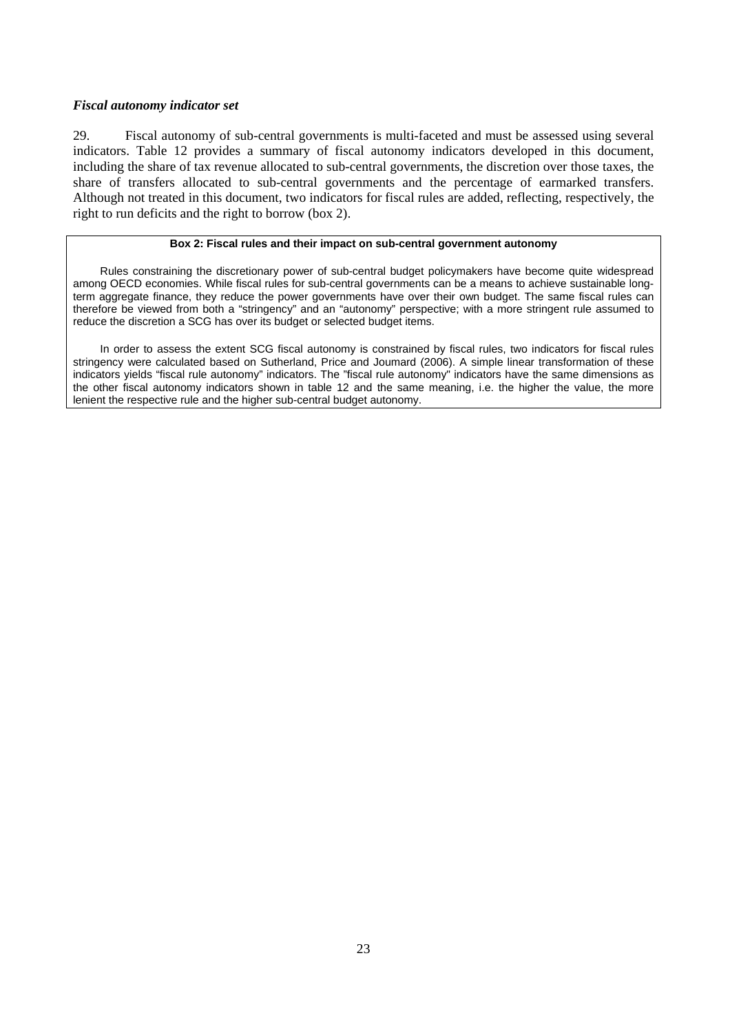### *Fiscal autonomy indicator set*

29. Fiscal autonomy of sub-central governments is multi-faceted and must be assessed using several indicators. Table 12 provides a summary of fiscal autonomy indicators developed in this document, including the share of tax revenue allocated to sub-central governments, the discretion over those taxes, the share of transfers allocated to sub-central governments and the percentage of earmarked transfers. Although not treated in this document, two indicators for fiscal rules are added, reflecting, respectively, the right to run deficits and the right to borrow (box 2).

**Box 2: Fiscal rules and their impact on sub-central government autonomy**

Rules constraining the discretionary power of sub-central budget policymakers have become quite widespread among OECD economies. While fiscal rules for sub-central governments can be a means to achieve sustainable long-term aggregate finance, they reduce the power governments have over their own budget. The same fiscal rules can therefore be viewed from both a "stringency" and an "autonomy" perspective; with a more stringent rule assumed to reduce the discretion a SCG has over its budget or selected budget items.

In order to assess the extent SCG fiscal autonomy is constrained by fiscal rules, two indicators for fiscal rules stringency were calculated based on Sutherland, Price and Joumard (2006). A simple linear transformation of these indicators yields "fiscal rule autonomy" indicators. The "fiscal rule autonomy" indicators have the same dimensions as the other fiscal autonomy indicators shown in table 12 and the same meaning, i.e. the higher the value, the more lenient the respective rule and the higher sub-central budget autonomy.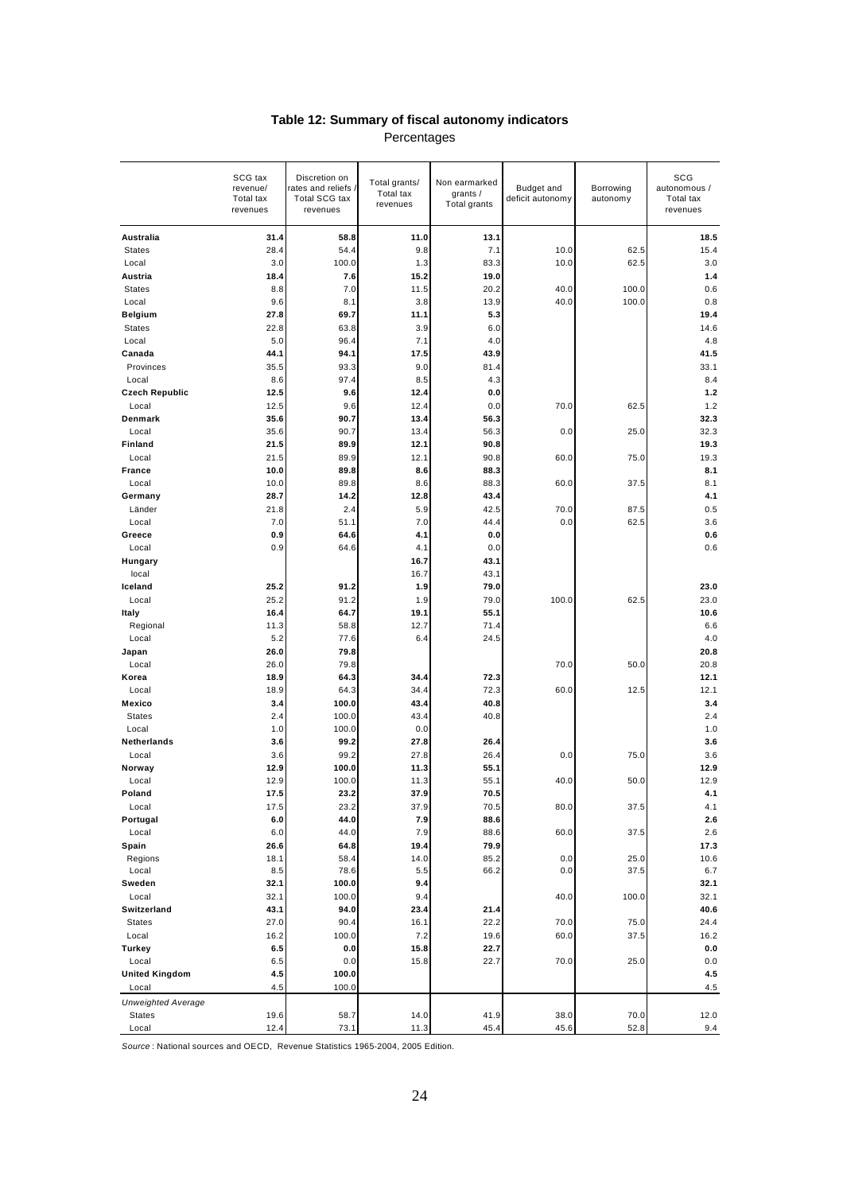## Table 12: Summary of fiscal autonomy indicators

Percentages

| | SCG tax revenue/ Total tax revenues | Discretion on rates and reliefs / Total SCG tax revenues | Total grants/ Total tax revenues | Non earmarked grants / Total grants | Budget and deficit autonomy | Borrowing autonomy | SCG autonomous / Total tax revenues |
|---|---|---|---|---|---|---|---|
| **Australia** | **31.4** | **58.8** | **11.0** | **13.1** | | | **18.5** |
| States | 28.4 | 54.4 | 9.8 | 7.1 | 10.0 | 62.5 | 15.4 |
| Local | 3.0 | 100.0 | 1.3 | 83.3 | 10.0 | 62.5 | 3.0 |
| **Austria** | **18.4** | **7.6** | **15.2** | **19.0** | | | **1.4** |
| States | 8.8 | 7.0 | 11.5 | 20.2 | 40.0 | 100.0 | 0.6 |
| Local | 9.6 | 8.1 | 3.8 | 13.9 | 40.0 | 100.0 | 0.8 |
| **Belgium** | **27.8** | **69.7** | **11.1** | **5.3** | | | **19.4** |
| States | 22.8 | 63.8 | 3.9 | 6.0 | | | 14.6 |
| Local | 5.0 | 96.4 | 7.1 | 4.0 | | | 4.8 |
| **Canada** | **44.1** | **94.1** | **17.5** | **43.9** | | | **41.5** |
| Provinces | 35.5 | 93.3 | 9.0 | 81.4 | | | 33.1 |
| Local | 8.6 | 97.4 | 8.5 | 4.3 | | | 8.4 |
| **Czech Republic** | **12.5** | **9.6** | **12.4** | **0.0** | | | **1.2** |
| Local | 12.5 | 9.6 | 12.4 | 0.0 | 70.0 | 62.5 | 1.2 |
| **Denmark** | **35.6** | **90.7** | **13.4** | **56.3** | | | **32.3** |
| Local | 35.6 | 90.7 | 13.4 | 56.3 | 0.0 | 25.0 | 32.3 |
| **Finland** | **21.5** | **89.9** | **12.1** | **90.8** | | | **19.3** |
| Local | 21.5 | 89.9 | 12.1 | 90.8 | 60.0 | 75.0 | 19.3 |
| **France** | **10.0** | **89.8** | **8.6** | **88.3** | | | **8.1** |
| Local | 10.0 | 89.8 | 8.6 | 88.3 | 60.0 | 37.5 | 8.1 |
| **Germany** | **28.7** | **14.2** | **12.8** | **43.4** | | | **4.1** |
| Länder | 21.8 | 2.4 | 5.9 | 42.5 | 70.0 | 87.5 | 0.5 |
| Local | 7.0 | 51.1 | 7.0 | 44.4 | 0.0 | 62.5 | 3.6 |
| **Greece** | **0.9** | **64.6** | **4.1** | **0.0** | | | **0.6** |
| Local | 0.9 | 64.6 | 4.1 | 0.0 | | | 0.6 |
| **Hungary** | | | **16.7** | **43.1** | | | |
| local | | | 16.7 | 43.1 | | | |
| **Iceland** | **25.2** | **91.2** | **1.9** | **79.0** | | | **23.0** |
| Local | 25.2 | 91.2 | 1.9 | 79.0 | 100.0 | 62.5 | 23.0 |
| **Italy** | **16.4** | **64.7** | **19.1** | **55.1** | | | **10.6** |
| Regional | 11.3 | 58.8 | 12.7 | 71.4 | | | 6.6 |
| Local | 5.2 | 77.6 | 6.4 | 24.5 | | | 4.0 |
| **Japan** | **26.0** | **79.8** | | | | | **20.8** |
| Local | 26.0 | 79.8 | | | 70.0 | 50.0 | 20.8 |
| **Korea** | **18.9** | **64.3** | **34.4** | **72.3** | | | **12.1** |
| Local | 18.9 | 64.3 | 34.4 | 72.3 | 60.0 | 12.5 | 12.1 |
| **Mexico** | **3.4** | **100.0** | **43.4** | **40.8** | | | **3.4** |
| States | 2.4 | 100.0 | 43.4 | 40.8 | | | 2.4 |
| Local | 1.0 | 100.0 | 0.0 | | | | 1.0 |
| **Netherlands** | **3.6** | **99.2** | **27.8** | **26.4** | | | **3.6** |
| Local | 3.6 | 99.2 | 27.8 | 26.4 | 0.0 | 75.0 | 3.6 |
| **Norway** | **12.9** | **100.0** | **11.3** | **55.1** | | | **12.9** |
| Local | 12.9 | 100.0 | 11.3 | 55.1 | 40.0 | 50.0 | 12.9 |
| **Poland** | **17.5** | **23.2** | **37.9** | **70.5** | | | **4.1** |
| Local | 17.5 | 23.2 | 37.9 | 70.5 | 80.0 | 37.5 | 4.1 |
| **Portugal** | **6.0** | **44.0** | **7.9** | **88.6** | | | **2.6** |
| Local | 6.0 | 44.0 | 7.9 | 88.6 | 60.0 | 37.5 | 2.6 |
| **Spain** | **26.6** | **64.8** | **19.4** | **79.9** | | | **17.3** |
| Regions | 18.1 | 58.4 | 14.0 | 85.2 | 0.0 | 25.0 | 10.6 |
| Local | 8.5 | 78.6 | 5.5 | 66.2 | 0.0 | 37.5 | 6.7 |
| **Sweden** | **32.1** | **100.0** | **9.4** | | | | **32.1** |
| Local | 32.1 | 100.0 | 9.4 | | 40.0 | 100.0 | 32.1 |
| **Switzerland** | **43.1** | **94.0** | **23.4** | **21.4** | | | **40.6** |
| States | 27.0 | 90.4 | 16.1 | 22.2 | 70.0 | 75.0 | 24.4 |
| Local | 16.2 | 100.0 | 7.2 | 19.6 | 60.0 | 37.5 | 16.2 |
| **Turkey** | **6.5** | **0.0** | **15.8** | **22.7** | | | **0.0** |
| Local | 6.5 | 0.0 | 15.8 | 22.7 | 70.0 | 25.0 | 0.0 |
| **United Kingdom** | **4.5** | **100.0** | | | | | **4.5** |
| Local | 4.5 | 100.0 | | | | | 4.5 |
| *Unweighted Average* | | | | | | | |
| States | 19.6 | 58.7 | 14.0 | 41.9 | 38.0 | 70.0 | 12.0 |
| Local | 12.4 | 73.1 | 11.3 | 45.4 | 45.6 | 52.8 | 9.4 |

*Source* : National sources and OECD, Revenue Statistics 1965-2004, 2005 Edition.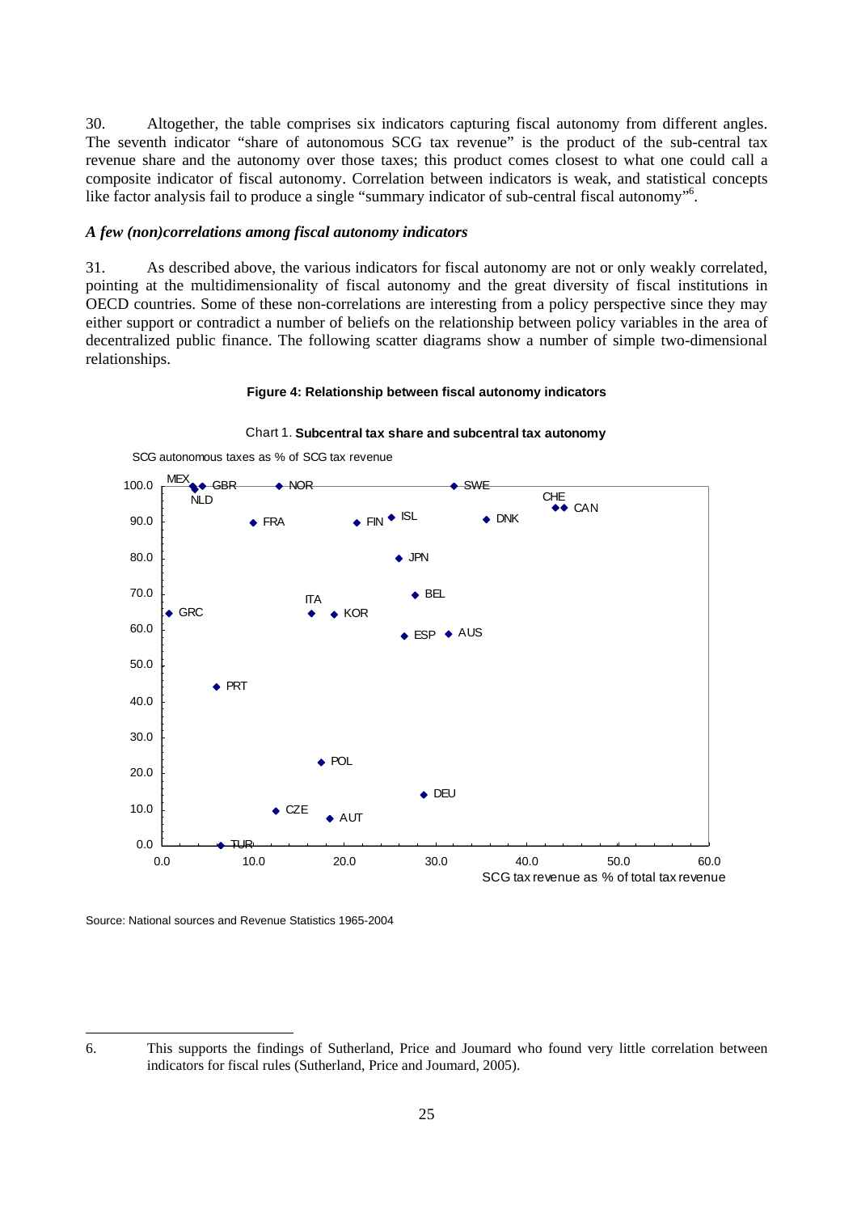30. Altogether, the table comprises six indicators capturing fiscal autonomy from different angles. The seventh indicator "share of autonomous SCG tax revenue" is the product of the sub-central tax revenue share and the autonomy over those taxes; this product comes closest to what one could call a composite indicator of fiscal autonomy. Correlation between indicators is weak, and statistical concepts like factor analysis fail to produce a single "summary indicator of sub-central fiscal autonomy"[6].

### *A few (non)correlations among fiscal autonomy indicators*

31. As described above, the various indicators for fiscal autonomy are not or only weakly correlated, pointing at the multidimensionality of fiscal autonomy and the great diversity of fiscal institutions in OECD countries. Some of these non-correlations are interesting from a policy perspective since they may either support or contradict a number of beliefs on the relationship between policy variables in the area of decentralized public finance. The following scatter diagrams show a number of simple two-dimensional relationships.

**Figure 4: Relationship between fiscal autonomy indicators**

Chart 1. **Subcentral tax share and subcentral tax autonomy**

SCG autonomous taxes as % of SCG tax revenue

SCG tax revenue as % of total tax revenue

Source: National sources and Revenue Statistics 1965-2004

6. This supports the findings of Sutherland, Price and Joumard who found very little correlation between indicators for fiscal rules (Sutherland, Price and Joumard, 2005).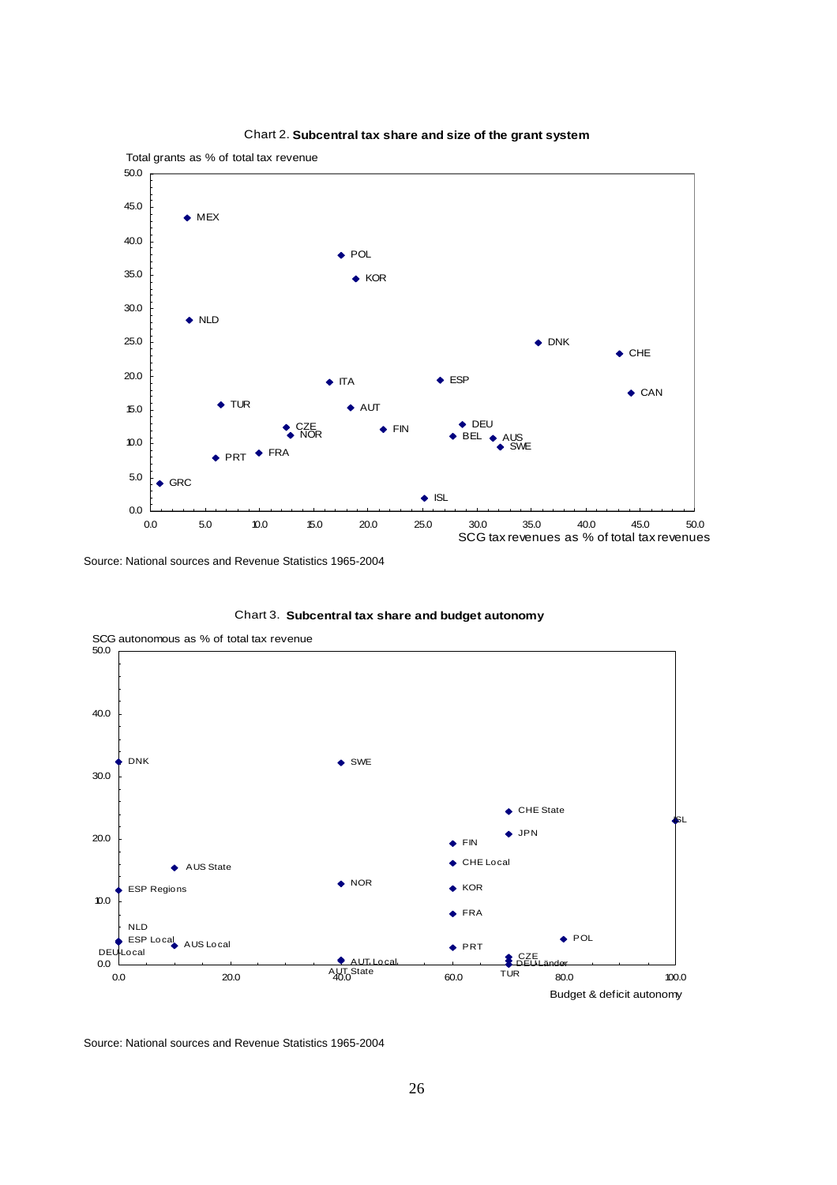Chart 2. **Subcentral tax share and size of the grant system**

Total grants as % of total tax revenue

SCG tax revenues as % of total tax revenues

Source: National sources and Revenue Statistics 1965-2004

Chart 3. **Subcentral tax share and budget autonomy**

SCG autonomous as % of total tax revenue

Budget & deficit autonomy

Source: National sources and Revenue Statistics 1965-2004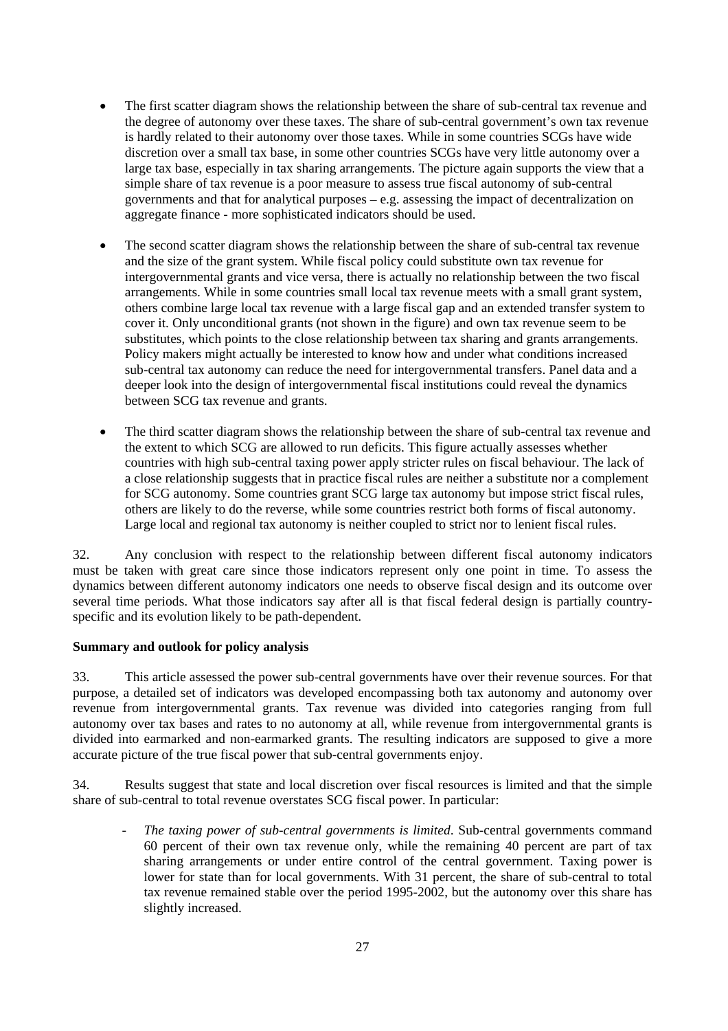- The first scatter diagram shows the relationship between the share of sub-central tax revenue and the degree of autonomy over these taxes. The share of sub-central government's own tax revenue is hardly related to their autonomy over those taxes. While in some countries SCGs have wide discretion over a small tax base, in some other countries SCGs have very little autonomy over a large tax base, especially in tax sharing arrangements. The picture again supports the view that a simple share of tax revenue is a poor measure to assess true fiscal autonomy of sub-central governments and that for analytical purposes – e.g. assessing the impact of decentralization on aggregate finance - more sophisticated indicators should be used.

- The second scatter diagram shows the relationship between the share of sub-central tax revenue and the size of the grant system. While fiscal policy could substitute own tax revenue for intergovernmental grants and vice versa, there is actually no relationship between the two fiscal arrangements. While in some countries small local tax revenue meets with a small grant system, others combine large local tax revenue with a large fiscal gap and an extended transfer system to cover it. Only unconditional grants (not shown in the figure) and own tax revenue seem to be substitutes, which points to the close relationship between tax sharing and grants arrangements. Policy makers might actually be interested to know how and under what conditions increased sub-central tax autonomy can reduce the need for intergovernmental transfers. Panel data and a deeper look into the design of intergovernmental fiscal institutions could reveal the dynamics between SCG tax revenue and grants.

- The third scatter diagram shows the relationship between the share of sub-central tax revenue and the extent to which SCG are allowed to run deficits. This figure actually assesses whether countries with high sub-central taxing power apply stricter rules on fiscal behaviour. The lack of a close relationship suggests that in practice fiscal rules are neither a substitute nor a complement for SCG autonomy. Some countries grant SCG large tax autonomy but impose strict fiscal rules, others are likely to do the reverse, while some countries restrict both forms of fiscal autonomy. Large local and regional tax autonomy is neither coupled to strict nor to lenient fiscal rules.

32. Any conclusion with respect to the relationship between different fiscal autonomy indicators must be taken with great care since those indicators represent only one point in time. To assess the dynamics between different autonomy indicators one needs to observe fiscal design and its outcome over several time periods. What those indicators say after all is that fiscal federal design is partially country-specific and its evolution likely to be path-dependent.

**Summary and outlook for policy analysis**

33. This article assessed the power sub-central governments have over their revenue sources. For that purpose, a detailed set of indicators was developed encompassing both tax autonomy and autonomy over revenue from intergovernmental grants. Tax revenue was divided into categories ranging from full autonomy over tax bases and rates to no autonomy at all, while revenue from intergovernmental grants is divided into earmarked and non-earmarked grants. The resulting indicators are supposed to give a more accurate picture of the true fiscal power that sub-central governments enjoy.

34. Results suggest that state and local discretion over fiscal resources is limited and that the simple share of sub-central to total revenue overstates SCG fiscal power. In particular:

- *The taxing power of sub-central governments is limited*. Sub-central governments command 60 percent of their own tax revenue only, while the remaining 40 percent are part of tax sharing arrangements or under entire control of the central government. Taxing power is lower for state than for local governments. With 31 percent, the share of sub-central to total tax revenue remained stable over the period 1995-2002, but the autonomy over this share has slightly increased.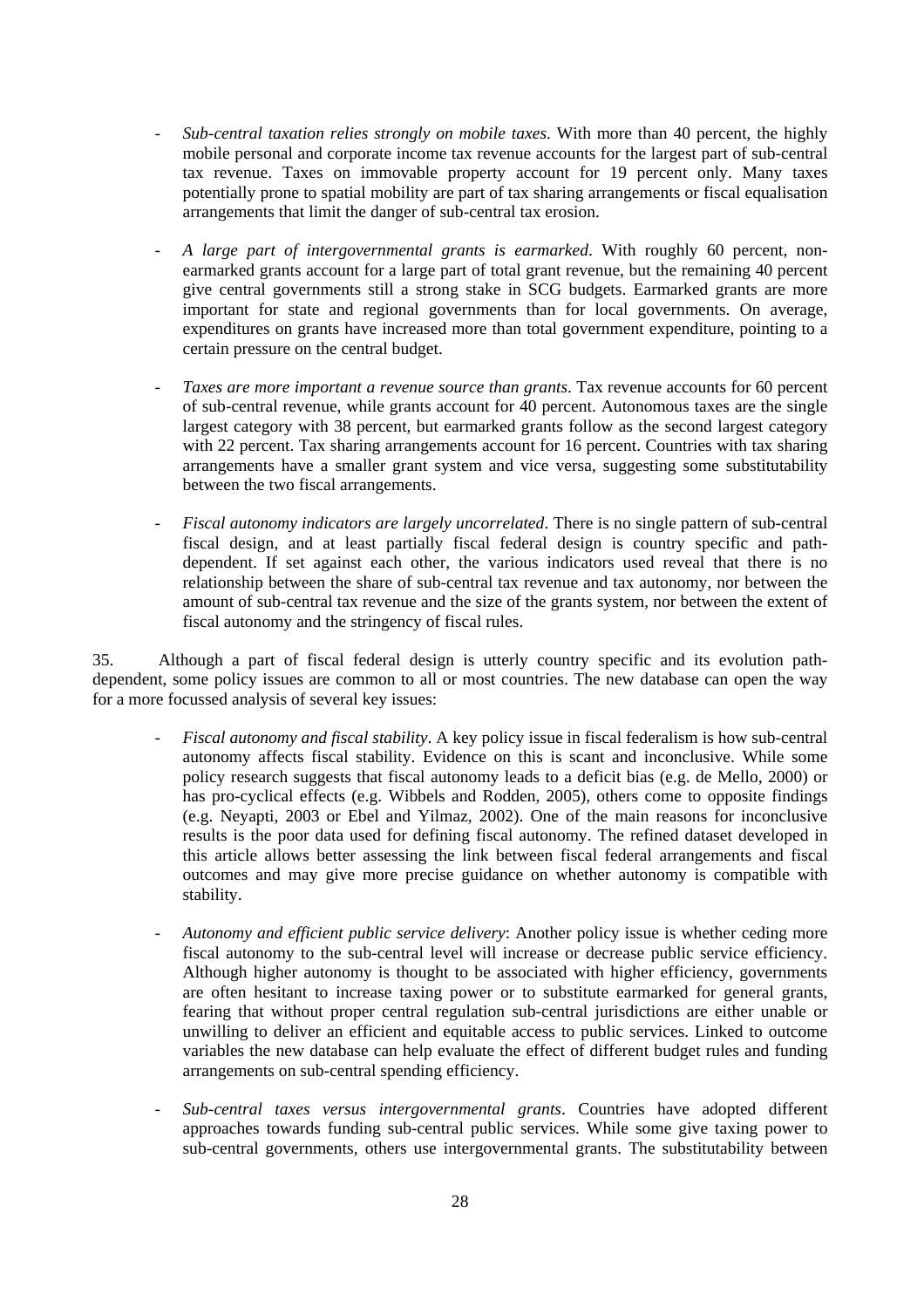- *Sub-central taxation relies strongly on mobile taxes*. With more than 40 percent, the highly mobile personal and corporate income tax revenue accounts for the largest part of sub-central tax revenue. Taxes on immovable property account for 19 percent only. Many taxes potentially prone to spatial mobility are part of tax sharing arrangements or fiscal equalisation arrangements that limit the danger of sub-central tax erosion.

- *A large part of intergovernmental grants is earmarked*. With roughly 60 percent, non-earmarked grants account for a large part of total grant revenue, but the remaining 40 percent give central governments still a strong stake in SCG budgets. Earmarked grants are more important for state and regional governments than for local governments. On average, expenditures on grants have increased more than total government expenditure, pointing to a certain pressure on the central budget.

- *Taxes are more important a revenue source than grants*. Tax revenue accounts for 60 percent of sub-central revenue, while grants account for 40 percent. Autonomous taxes are the single largest category with 38 percent, but earmarked grants follow as the second largest category with 22 percent. Tax sharing arrangements account for 16 percent. Countries with tax sharing arrangements have a smaller grant system and vice versa, suggesting some substitutability between the two fiscal arrangements.

- *Fiscal autonomy indicators are largely uncorrelated*. There is no single pattern of sub-central fiscal design, and at least partially fiscal federal design is country specific and path-dependent. If set against each other, the various indicators used reveal that there is no relationship between the share of sub-central tax revenue and tax autonomy, nor between the amount of sub-central tax revenue and the size of the grants system, nor between the extent of fiscal autonomy and the stringency of fiscal rules.

35. Although a part of fiscal federal design is utterly country specific and its evolution path-dependent, some policy issues are common to all or most countries. The new database can open the way for a more focussed analysis of several key issues:

- *Fiscal autonomy and fiscal stability*. A key policy issue in fiscal federalism is how sub-central autonomy affects fiscal stability. Evidence on this is scant and inconclusive. While some policy research suggests that fiscal autonomy leads to a deficit bias (e.g. de Mello, 2000) or has pro-cyclical effects (e.g. Wibbels and Rodden, 2005), others come to opposite findings (e.g. Neyapti, 2003 or Ebel and Yilmaz, 2002). One of the main reasons for inconclusive results is the poor data used for defining fiscal autonomy. The refined dataset developed in this article allows better assessing the link between fiscal federal arrangements and fiscal outcomes and may give more precise guidance on whether autonomy is compatible with stability.

- *Autonomy and efficient public service delivery*: Another policy issue is whether ceding more fiscal autonomy to the sub-central level will increase or decrease public service efficiency. Although higher autonomy is thought to be associated with higher efficiency, governments are often hesitant to increase taxing power or to substitute earmarked for general grants, fearing that without proper central regulation sub-central jurisdictions are either unable or unwilling to deliver an efficient and equitable access to public services. Linked to outcome variables the new database can help evaluate the effect of different budget rules and funding arrangements on sub-central spending efficiency.

- *Sub-central taxes versus intergovernmental grants*. Countries have adopted different approaches towards funding sub-central public services. While some give taxing power to sub-central governments, others use intergovernmental grants. The substitutability between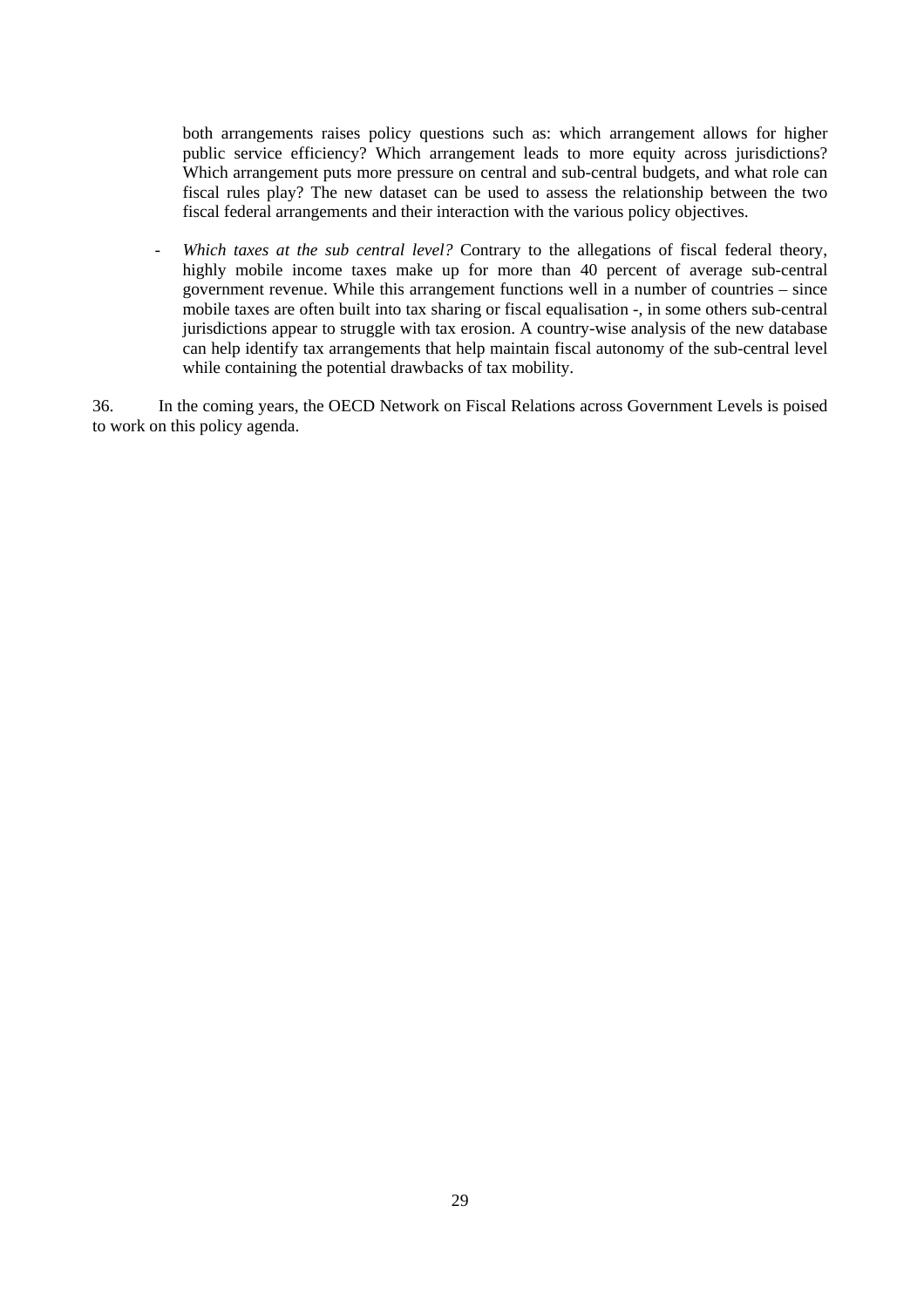both arrangements raises policy questions such as: which arrangement allows for higher public service efficiency? Which arrangement leads to more equity across jurisdictions? Which arrangement puts more pressure on central and sub-central budgets, and what role can fiscal rules play? The new dataset can be used to assess the relationship between the two fiscal federal arrangements and their interaction with the various policy objectives.

- *Which taxes at the sub central level?* Contrary to the allegations of fiscal federal theory, highly mobile income taxes make up for more than 40 percent of average sub-central government revenue. While this arrangement functions well in a number of countries – since mobile taxes are often built into tax sharing or fiscal equalisation -, in some others sub-central jurisdictions appear to struggle with tax erosion. A country-wise analysis of the new database can help identify tax arrangements that help maintain fiscal autonomy of the sub-central level while containing the potential drawbacks of tax mobility.

36. In the coming years, the OECD Network on Fiscal Relations across Government Levels is poised to work on this policy agenda.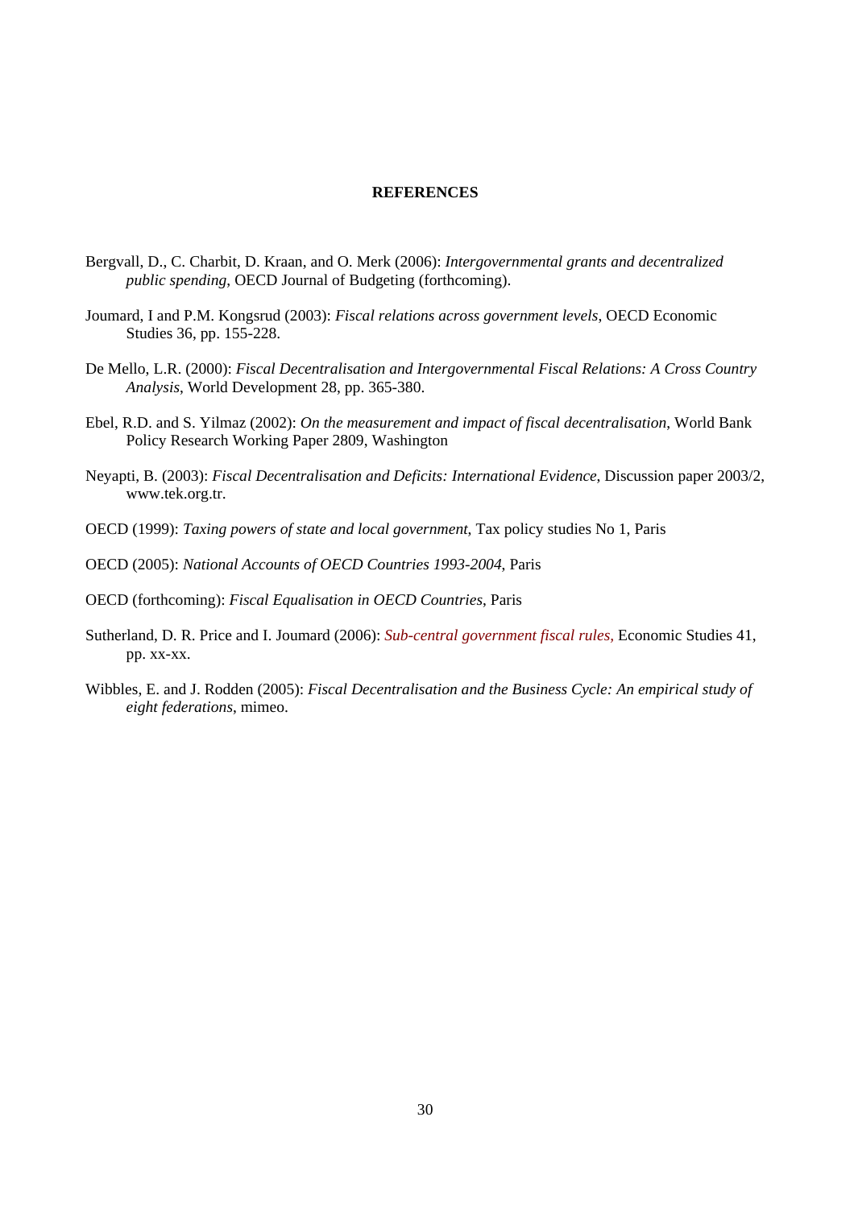**REFERENCES**

Bergvall, D., C. Charbit, D. Kraan, and O. Merk (2006): *Intergovernmental grants and decentralized public spending*, OECD Journal of Budgeting (forthcoming).

Joumard, I and P.M. Kongsrud (2003): *Fiscal relations across government levels*, OECD Economic Studies 36, pp. 155-228.

De Mello, L.R. (2000): *Fiscal Decentralisation and Intergovernmental Fiscal Relations: A Cross Country Analysis*, World Development 28, pp. 365-380.

Ebel, R.D. and S. Yilmaz (2002): *On the measurement and impact of fiscal decentralisation*, World Bank Policy Research Working Paper 2809, Washington

Neyapti, B. (2003): *Fiscal Decentralisation and Deficits: International Evidence*, Discussion paper 2003/2, www.tek.org.tr.

OECD (1999): *Taxing powers of state and local government*, Tax policy studies No 1, Paris

OECD (2005): *National Accounts of OECD Countries 1993-2004*, Paris

OECD (forthcoming): *Fiscal Equalisation in OECD Countries*, Paris

Sutherland, D. R. Price and I. Joumard (2006): *Sub-central government fiscal rules,* Economic Studies 41, pp. xx-xx.

Wibbles, E. and J. Rodden (2005): *Fiscal Decentralisation and the Business Cycle: An empirical study of eight federations*, mimeo.